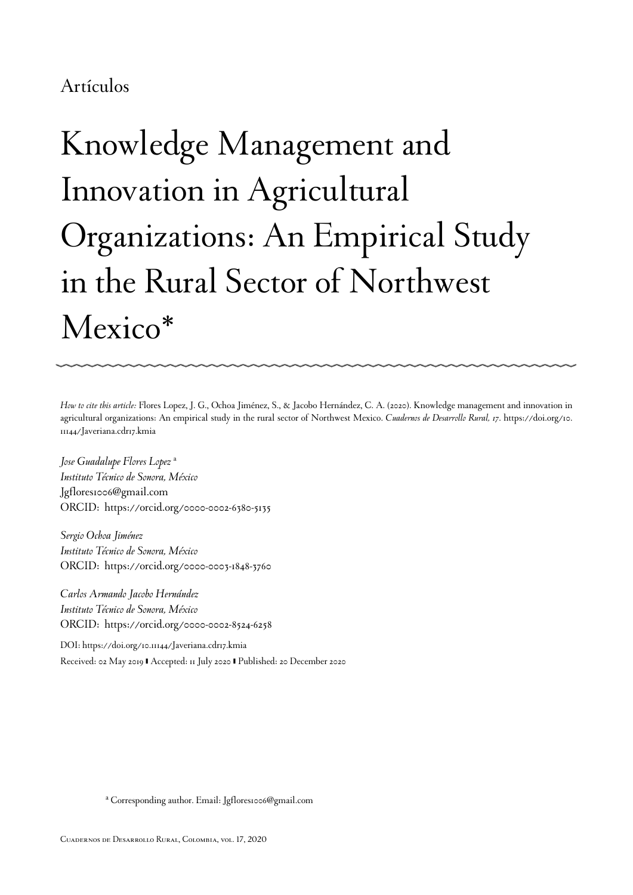Artículos

# Knowledge Management and Innovation in Agricultural Organizations: An Empirical Study in the Rural Sector of Northwest Mexico*

*How to cite this article:* Flores Lopez, J. G., Ochoa Jiménez, S., & Jacobo Hernández, C. A. (2020). Knowledge management and innovation in agricultural organizations: An empirical study in the rural sector of Northwest Mexico. *Cuadernos de Desarrollo Rural, 17*. https://doi.org/10.11144/Javeriana.cdr17.kmia

*Jose Guadalupe Flores Lopez* [a]
*Instituto Técnico de Sonora, México*
Jgflores1006@gmail.com
ORCID: https://orcid.org/0000-0002-6380-5135

*Sergio Ochoa Jiménez*
*Instituto Técnico de Sonora, México*
ORCID: https://orcid.org/0000-0003-1848-3760

*Carlos Armando Jacobo Hernández*
*Instituto Técnico de Sonora, México*
ORCID: https://orcid.org/0000-0002-8524-6258

DOI: https://doi.org/10.11144/Javeriana.cdr17.kmia
Received: 02 May 2019 | Accepted: 11 July 2020 | Published: 20 December 2020

[a] Corresponding author. Email: Jgflores1006@gmail.com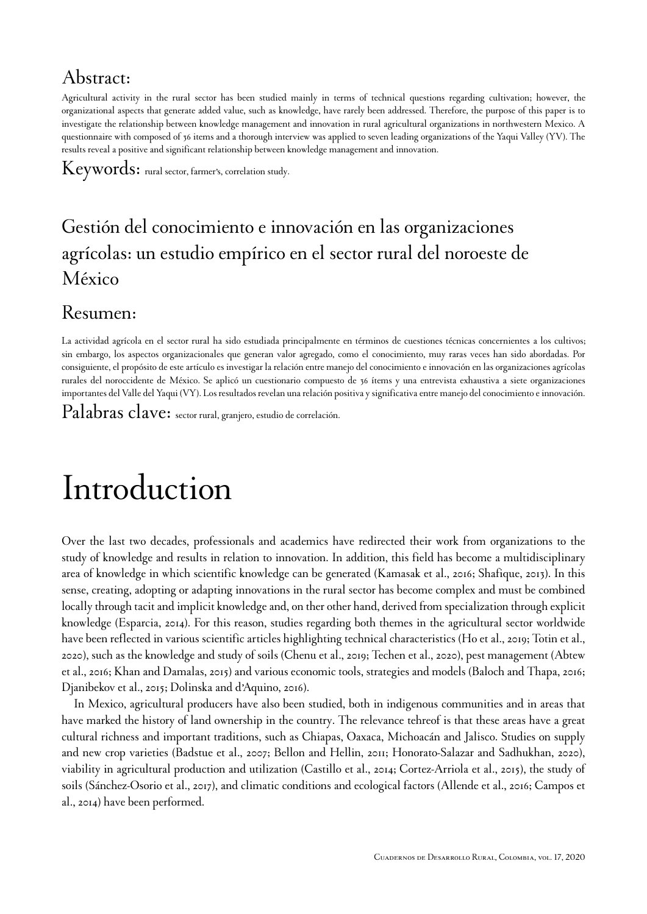## Abstract:

Agricultural activity in the rural sector has been studied mainly in terms of technical questions regarding cultivation; however, the organizational aspects that generate added value, such as knowledge, have rarely been addressed. Therefore, the purpose of this paper is to investigate the relationship between knowledge management and innovation in rural agricultural organizations in northwestern Mexico. A questionnaire with composed of 36 items and a thorough interview was applied to seven leading organizations of the Yaqui Valley (YV). The results reveal a positive and significant relationship between knowledge management and innovation.

**Keywords:** rural sector, farmer's, correlation study.

## Gestión del conocimiento e innovación en las organizaciones agrícolas: un estudio empírico en el sector rural del noroeste de México

## Resumen:

La actividad agrícola en el sector rural ha sido estudiada principalmente en términos de cuestiones técnicas concernientes a los cultivos; sin embargo, los aspectos organizacionales que generan valor agregado, como el conocimiento, muy raras veces han sido abordadas. Por consiguiente, el propósito de este artículo es investigar la relación entre manejo del conocimiento e innovación en las organizaciones agrícolas rurales del noroccidente de México. Se aplicó un cuestionario compuesto de 36 ítems y una entrevista exhaustiva a siete organizaciones importantes del Valle del Yaqui (VY). Los resultados revelan una relación positiva y significativa entre manejo del conocimiento e innovación.

**Palabras clave:** sector rural, granjero, estudio de correlación.

# Introduction

Over the last two decades, professionals and academics have redirected their work from organizations to the study of knowledge and results in relation to innovation. In addition, this field has become a multidisciplinary area of knowledge in which scientific knowledge can be generated (Kamasak et al., 2016; Shafique, 2013). In this sense, creating, adopting or adapting innovations in the rural sector has become complex and must be combined locally through tacit and implicit knowledge and, on ther other hand, derived from specialization through explicit knowledge (Esparcia, 2014). For this reason, studies regarding both themes in the agricultural sector worldwide have been reflected in various scientific articles highlighting technical characteristics (Ho et al., 2019; Totin et al., 2020), such as the knowledge and study of soils (Chenu et al., 2019; Techen et al., 2020), pest management (Abtew et al., 2016; Khan and Damalas, 2015) and various economic tools, strategies and models (Baloch and Thapa, 2016; Djanibekov et al., 2015; Dolinska and d'Aquino, 2016).

In Mexico, agricultural producers have also been studied, both in indigenous communities and in areas that have marked the history of land ownership in the country. The relevance tehreof is that these areas have a great cultural richness and important traditions, such as Chiapas, Oaxaca, Michoacán and Jalisco. Studies on supply and new crop varieties (Badstue et al., 2007; Bellon and Hellin, 2011; Honorato-Salazar and Sadhukhan, 2020), viability in agricultural production and utilization (Castillo et al., 2014; Cortez-Arriola et al., 2015), the study of soils (Sánchez-Osorio et al., 2017), and climatic conditions and ecological factors (Allende et al., 2016; Campos et al., 2014) have been performed.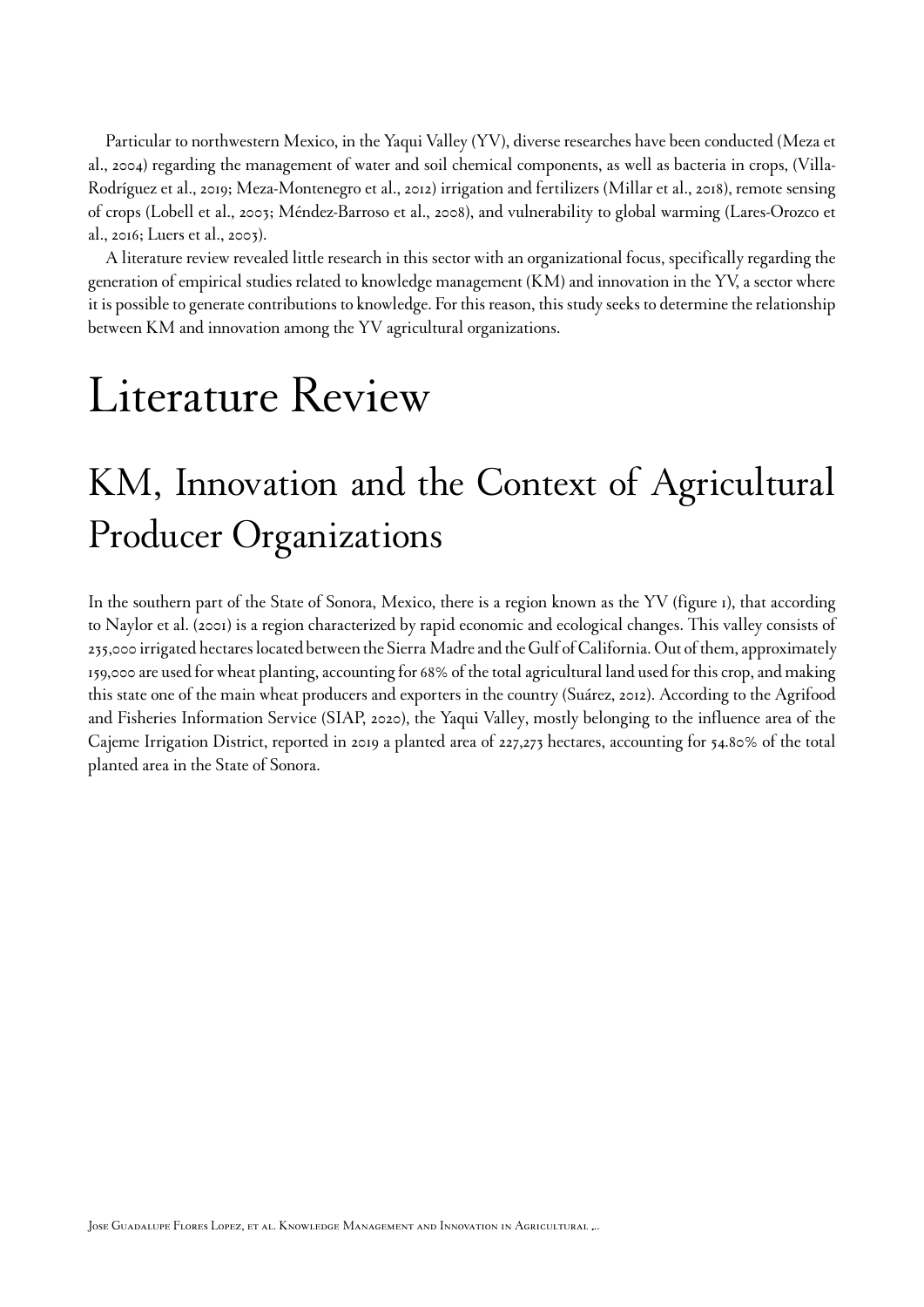Particular to northwestern Mexico, in the Yaqui Valley (YV), diverse researches have been conducted (Meza et al., 2004) regarding the management of water and soil chemical components, as well as bacteria in crops, (Villa-Rodríguez et al., 2019; Meza-Montenegro et al., 2012) irrigation and fertilizers (Millar et al., 2018), remote sensing of crops (Lobell et al., 2003; Méndez-Barroso et al., 2008), and vulnerability to global warming (Lares-Orozco et al., 2016; Luers et al., 2003).

A literature review revealed little research in this sector with an organizational focus, specifically regarding the generation of empirical studies related to knowledge management (KM) and innovation in the YV, a sector where it is possible to generate contributions to knowledge. For this reason, this study seeks to determine the relationship between KM and innovation among the YV agricultural organizations.

# Literature Review

## KM, Innovation and the Context of Agricultural Producer Organizations

In the southern part of the State of Sonora, Mexico, there is a region known as the YV (figure 1), that according to Naylor et al. (2001) is a region characterized by rapid economic and ecological changes. This valley consists of 235,000 irrigated hectares located between the Sierra Madre and the Gulf of California. Out of them, approximately 159,000 are used for wheat planting, accounting for 68% of the total agricultural land used for this crop, and making this state one of the main wheat producers and exporters in the country (Suárez, 2012). According to the Agrifood and Fisheries Information Service (SIAP, 2020), the Yaqui Valley, mostly belonging to the influence area of the Cajeme Irrigation District, reported in 2019 a planted area of 227,273 hectares, accounting for 54.80% of the total planted area in the State of Sonora.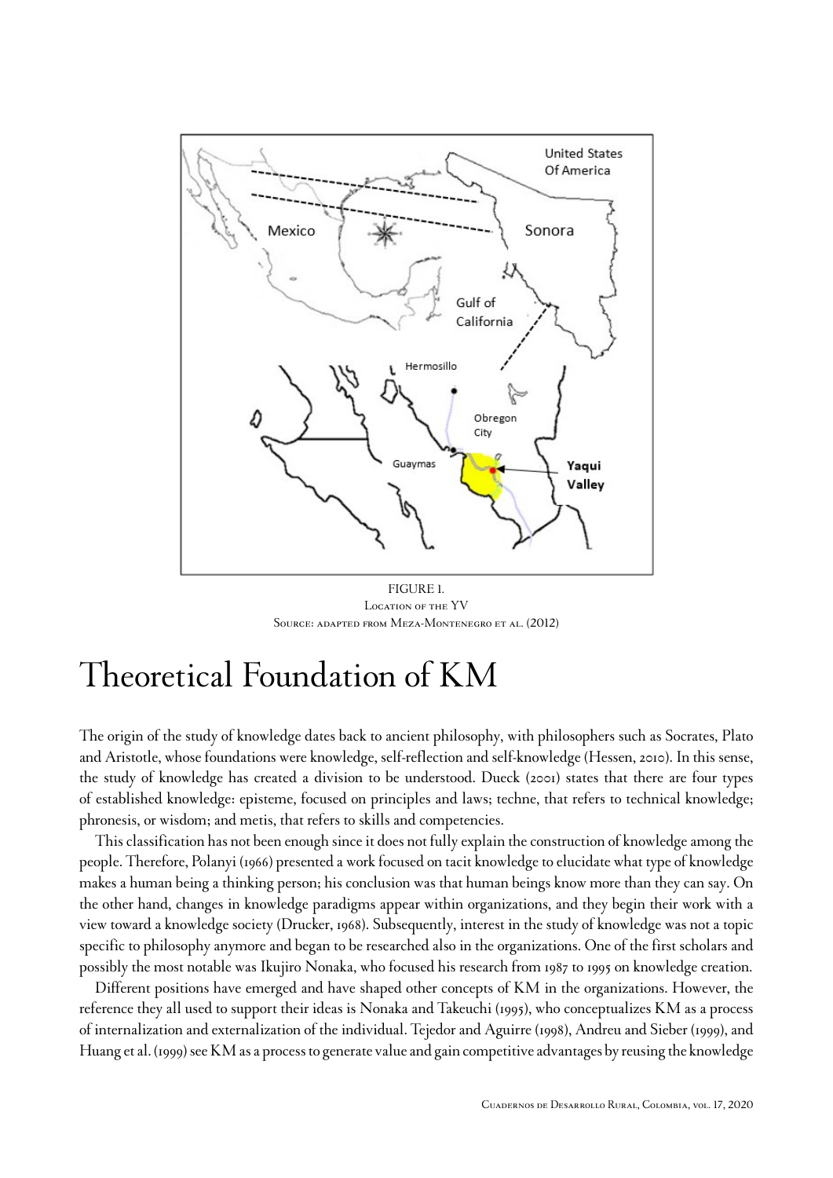FIGURE 1.
Location of the YV
Source: adapted from Meza-Montenegro et al. (2012)

# Theoretical Foundation of KM

The origin of the study of knowledge dates back to ancient philosophy, with philosophers such as Socrates, Plato and Aristotle, whose foundations were knowledge, self-reflection and self-knowledge (Hessen, 2010). In this sense, the study of knowledge has created a division to be understood. Dueck (2001) states that there are four types of established knowledge: episteme, focused on principles and laws; techne, that refers to technical knowledge; phronesis, or wisdom; and metis, that refers to skills and competencies.

This classification has not been enough since it does not fully explain the construction of knowledge among the people. Therefore, Polanyi (1966) presented a work focused on tacit knowledge to elucidate what type of knowledge makes a human being a thinking person; his conclusion was that human beings know more than they can say. On the other hand, changes in knowledge paradigms appear within organizations, and they begin their work with a view toward a knowledge society (Drucker, 1968). Subsequently, interest in the study of knowledge was not a topic specific to philosophy anymore and began to be researched also in the organizations. One of the first scholars and possibly the most notable was Ikujiro Nonaka, who focused his research from 1987 to 1995 on knowledge creation.

Different positions have emerged and have shaped other concepts of KM in the organizations. However, the reference they all used to support their ideas is Nonaka and Takeuchi (1995), who conceptualizes KM as a process of internalization and externalization of the individual. Tejedor and Aguirre (1998), Andreu and Sieber (1999), and Huang et al. (1999) see KM as a process to generate value and gain competitive advantages by reusing the knowledge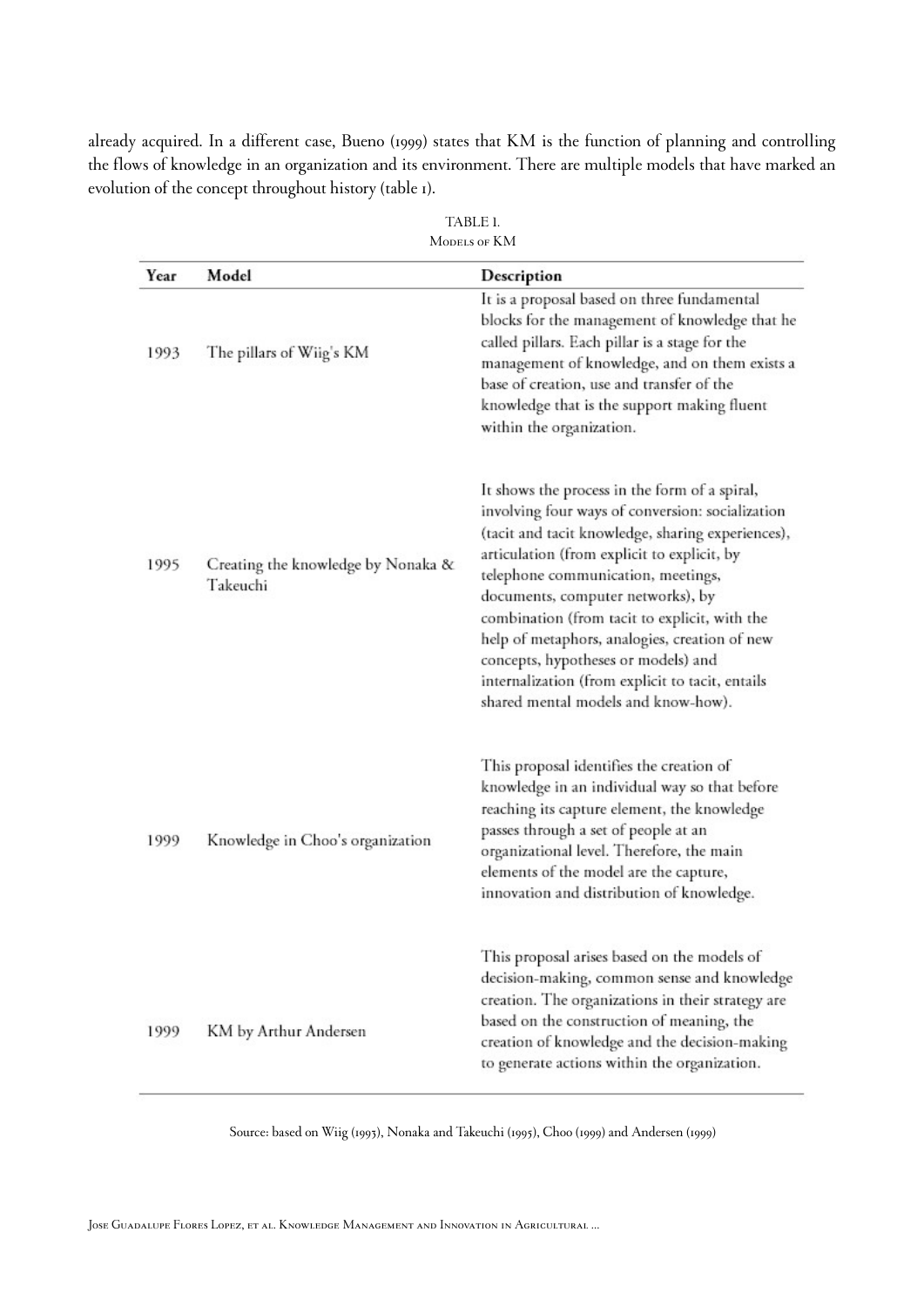already acquired. In a different case, Bueno (1999) states that KM is the function of planning and controlling the flows of knowledge in an organization and its environment. There are multiple models that have marked an evolution of the concept throughout history (table 1).

TABLE 1.
Models of KM

| Year | Model | Description |
| --- | --- | --- |
| 1993 | The pillars of Wiig's KM | It is a proposal based on three fundamental blocks for the management of knowledge that he called pillars. Each pillar is a stage for the management of knowledge, and on them exists a base of creation, use and transfer of the knowledge that is the support making fluent within the organization. |
| 1995 | Creating the knowledge by Nonaka & Takeuchi | It shows the process in the form of a spiral, involving four ways of conversion: socialization (tacit and tacit knowledge, sharing experiences), articulation (from explicit to explicit, by telephone communication, meetings, documents, computer networks), by combination (from tacit to explicit, with the help of metaphors, analogies, creation of new concepts, hypotheses or models) and internalization (from explicit to tacit, entails shared mental models and know-how). |
| 1999 | Knowledge in Choo's organization | This proposal identifies the creation of knowledge in an individual way so that before reaching its capture element, the knowledge passes through a set of people at an organizational level. Therefore, the main elements of the model are the capture, innovation and distribution of knowledge. |
| 1999 | KM by Arthur Andersen | This proposal arises based on the models of decision-making, common sense and knowledge creation. The organizations in their strategy are based on the construction of meaning, the creation of knowledge and the decision-making to generate actions within the organization. |

Source: based on Wiig (1993), Nonaka and Takeuchi (1995), Choo (1999) and Andersen (1999)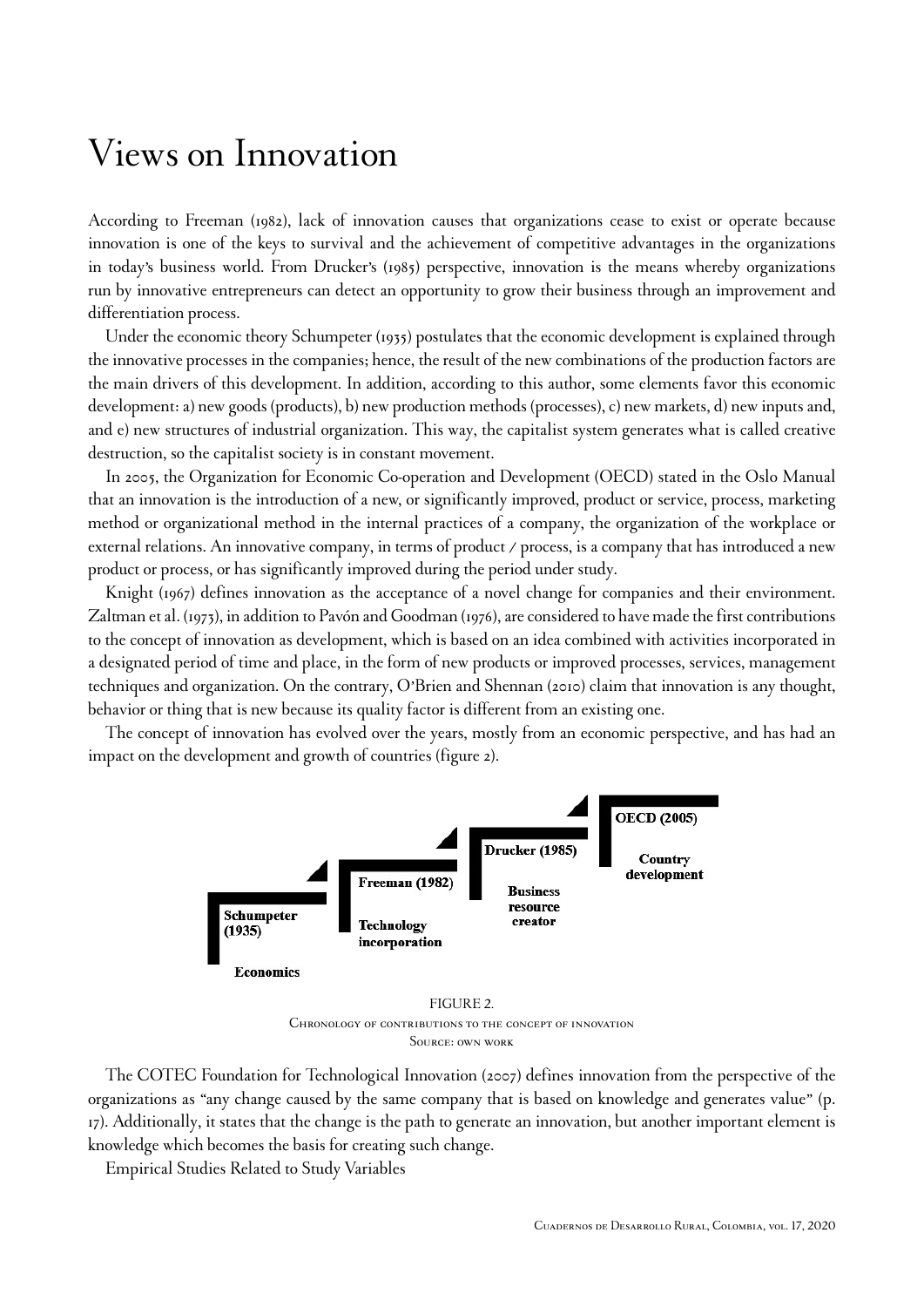# Views on Innovation

According to Freeman (1982), lack of innovation causes that organizations cease to exist or operate because innovation is one of the keys to survival and the achievement of competitive advantages in the organizations in today's business world. From Drucker's (1985) perspective, innovation is the means whereby organizations run by innovative entrepreneurs can detect an opportunity to grow their business through an improvement and differentiation process.

Under the economic theory Schumpeter (1935) postulates that the economic development is explained through the innovative processes in the companies; hence, the result of the new combinations of the production factors are the main drivers of this development. In addition, according to this author, some elements favor this economic development: a) new goods (products), b) new production methods (processes), c) new markets, d) new inputs and, and e) new structures of industrial organization. This way, the capitalist system generates what is called creative destruction, so the capitalist society is in constant movement.

In 2005, the Organization for Economic Co-operation and Development (OECD) stated in the Oslo Manual that an innovation is the introduction of a new, or significantly improved, product or service, process, marketing method or organizational method in the internal practices of a company, the organization of the workplace or external relations. An innovative company, in terms of product / process, is a company that has introduced a new product or process, or has significantly improved during the period under study.

Knight (1967) defines innovation as the acceptance of a novel change for companies and their environment. Zaltman et al. (1973), in addition to Pavón and Goodman (1976), are considered to have made the first contributions to the concept of innovation as development, which is based on an idea combined with activities incorporated in a designated period of time and place, in the form of new products or improved processes, services, management techniques and organization. On the contrary, O'Brien and Shennan (2010) claim that innovation is any thought, behavior or thing that is new because its quality factor is different from an existing one.

The concept of innovation has evolved over the years, mostly from an economic perspective, and has had an impact on the development and growth of countries (figure 2).

Schumpeter (1935) — Economics

Freeman (1982) — Technology incorporation

Drucker (1985) — Business resource creator

OECD (2005) — Country development

FIGURE 2.
Chronology of contributions to the concept of innovation
Source: own work

The COTEC Foundation for Technological Innovation (2007) defines innovation from the perspective of the organizations as "any change caused by the same company that is based on knowledge and generates value" (p. 17). Additionally, it states that the change is the path to generate an innovation, but another important element is knowledge which becomes the basis for creating such change.

Empirical Studies Related to Study Variables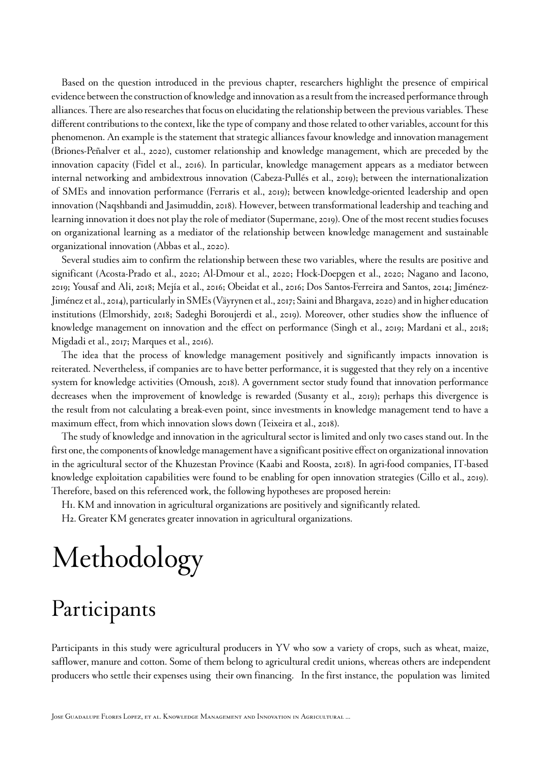Based on the question introduced in the previous chapter, researchers highlight the presence of empirical evidence between the construction of knowledge and innovation as a result from the increased performance through alliances. There are also researches that focus on elucidating the relationship between the previous variables. These different contributions to the context, like the type of company and those related to other variables, account for this phenomenon. An example is the statement that strategic alliances favour knowledge and innovation management (Briones-Peñalver et al., 2020), customer relationship and knowledge management, which are preceded by the innovation capacity (Fidel et al., 2016). In particular, knowledge management appears as a mediator between internal networking and ambidextrous innovation (Cabeza-Pullés et al., 2019); between the internationalization of SMEs and innovation performance (Ferraris et al., 2019); between knowledge-oriented leadership and open innovation (Naqshbandi and Jasimuddin, 2018). However, between transformational leadership and teaching and learning innovation it does not play the role of mediator (Supermane, 2019). One of the most recent studies focuses on organizational learning as a mediator of the relationship between knowledge management and sustainable organizational innovation (Abbas et al., 2020).

Several studies aim to confirm the relationship between these two variables, where the results are positive and significant (Acosta-Prado et al., 2020; Al-Dmour et al., 2020; Hock-Doepgen et al., 2020; Nagano and Iacono, 2019; Yousaf and Ali, 2018; Mejía et al., 2016; Obeidat et al., 2016; Dos Santos-Ferreira and Santos, 2014; Jiménez-Jiménez et al., 2014), particularly in SMEs (Väyrynen et al., 2017; Saini and Bhargava, 2020) and in higher education institutions (Elmorshidy, 2018; Sadeghi Boroujerdi et al., 2019). Moreover, other studies show the influence of knowledge management on innovation and the effect on performance (Singh et al., 2019; Mardani et al., 2018; Migdadi et al., 2017; Marques et al., 2016).

The idea that the process of knowledge management positively and significantly impacts innovation is reiterated. Nevertheless, if companies are to have better performance, it is suggested that they rely on a incentive system for knowledge activities (Omoush, 2018). A government sector study found that innovation performance decreases when the improvement of knowledge is rewarded (Susanty et al., 2019); perhaps this divergence is the result from not calculating a break-even point, since investments in knowledge management tend to have a maximum effect, from which innovation slows down (Teixeira et al., 2018).

The study of knowledge and innovation in the agricultural sector is limited and only two cases stand out. In the first one, the components of knowledge management have a significant positive effect on organizational innovation in the agricultural sector of the Khuzestan Province (Kaabi and Roosta, 2018). In agri-food companies, IT-based knowledge exploitation capabilities were found to be enabling for open innovation strategies (Cillo et al., 2019). Therefore, based on this referenced work, the following hypotheses are proposed herein:

H1. KM and innovation in agricultural organizations are positively and significantly related.

H2. Greater KM generates greater innovation in agricultural organizations.

# Methodology

## Participants

Participants in this study were agricultural producers in YV who sow a variety of crops, such as wheat, maize, safflower, manure and cotton. Some of them belong to agricultural credit unions, whereas others are independent producers who settle their expenses using their own financing. In the first instance, the population was limited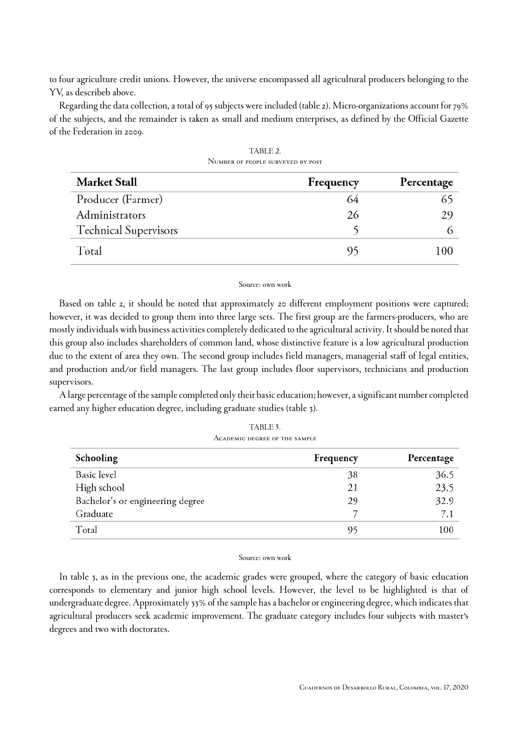to four agriculture credit unions. However, the universe encompassed all agricultural producers belonging to the YV, as describeb above.

Regarding the data collection, a total of 95 subjects were included (table 2). Micro-organizations account for 79% of the subjects, and the remainder is taken as small and medium enterprises, as defined by the Official Gazette of the Federation in 2009.

TABLE 2.
Number of people surveyed by post

| Market Stall | Frequency | Percentage |
|---|---|---|
| Producer (Farmer) | 64 | 65 |
| Administrators | 26 | 29 |
| Technical Supervisors | 5 | 6 |
| Total | 95 | 100 |

Source: own work

Based on table 2, it should be noted that approximately 20 different employment positions were captured; however, it was decided to group them into three large sets. The first group are the farmers-producers, who are mostly individuals with business activities completely dedicated to the agricultural activity. It should be noted that this group also includes shareholders of common land, whose distinctive feature is a low agricultural production due to the extent of area they own. The second group includes field managers, managerial staff of legal entities, and production and/or field managers. The last group includes floor supervisors, technicians and production supervisors.

A large percentage of the sample completed only their basic education; however, a significant number completed earned any higher education degree, including graduate studies (table 3).

TABLE 3.
Academic degree of the sample

| Schooling | Frequency | Percentage |
|---|---|---|
| Basic level | 38 | 36.5 |
| High school | 21 | 23.5 |
| Bachelor's or engineering degree | 29 | 32.9 |
| Graduate | 7 | 7.1 |
| Total | 95 | 100 |

Source: own work

In table 3, as in the previous one, the academic grades were grouped, where the category of basic education corresponds to elementary and junior high school levels. However, the level to be highlighted is that of undergraduate degree. Approximately 33% of the sample has a bachelor or engineering degree, which indicates that agricultural producers seek academic improvement. The graduate category includes four subjects with master's degrees and two with doctorates.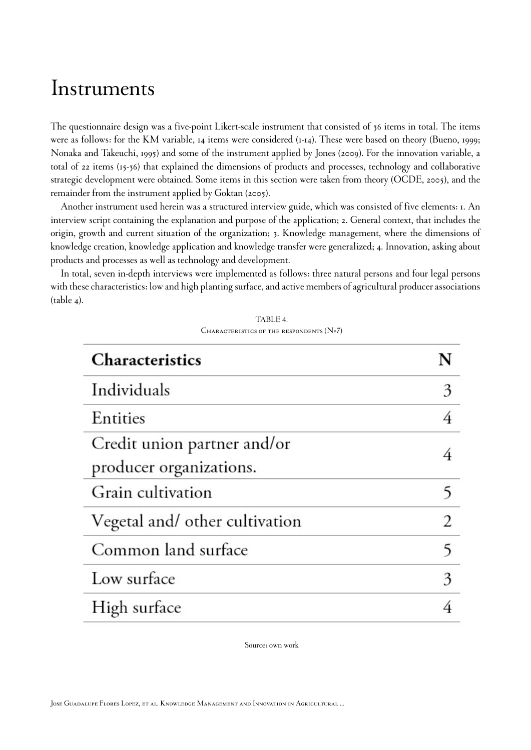# Instruments

The questionnaire design was a five-point Likert-scale instrument that consisted of 36 items in total. The items were as follows: for the KM variable, 14 items were considered (1-14). These were based on theory (Bueno, 1999; Nonaka and Takeuchi, 1995) and some of the instrument applied by Jones (2009). For the innovation variable, a total of 22 items (15-36) that explained the dimensions of products and processes, technology and collaborative strategic development were obtained. Some items in this section were taken from theory (OCDE, 2005), and the remainder from the instrument applied by Goktan (2005).

Another instrument used herein was a structured interview guide, which was consisted of five elements: 1. An interview script containing the explanation and purpose of the application; 2. General context, that includes the origin, growth and current situation of the organization; 3. Knowledge management, where the dimensions of knowledge creation, knowledge application and knowledge transfer were generalized; 4. Innovation, asking about products and processes as well as technology and development.

In total, seven in-depth interviews were implemented as follows: three natural persons and four legal persons with these characteristics: low and high planting surface, and active members of agricultural producer associations (table 4).

TABLE 4.
Characteristics of the respondents (N=7)

| Characteristics | N |
| --- | --- |
| Individuals | 3 |
| Entities | 4 |
| Credit union partner and/or producer organizations. | 4 |
| Grain cultivation | 5 |
| Vegetal and/ other cultivation | 2 |
| Common land surface | 5 |
| Low surface | 3 |
| High surface | 4 |

Source: own work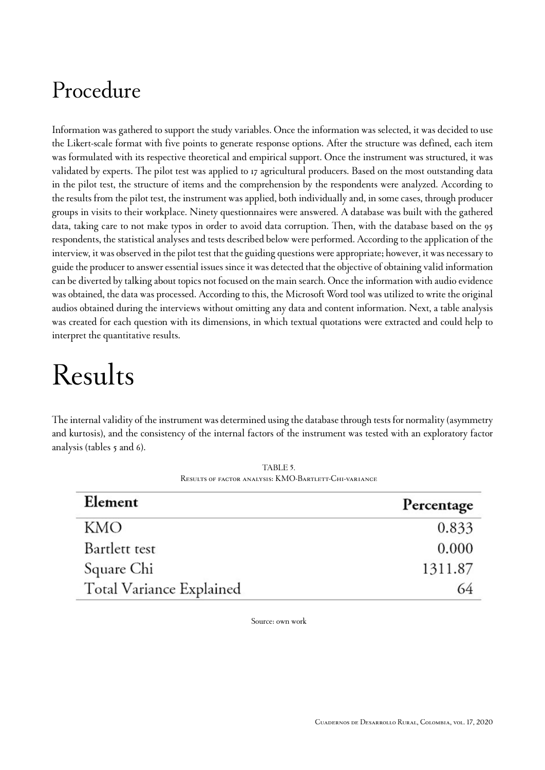# Procedure

Information was gathered to support the study variables. Once the information was selected, it was decided to use the Likert-scale format with five points to generate response options. After the structure was defined, each item was formulated with its respective theoretical and empirical support. Once the instrument was structured, it was validated by experts. The pilot test was applied to 17 agricultural producers. Based on the most outstanding data in the pilot test, the structure of items and the comprehension by the respondents were analyzed. According to the results from the pilot test, the instrument was applied, both individually and, in some cases, through producer groups in visits to their workplace. Ninety questionnaires were answered. A database was built with the gathered data, taking care to not make typos in order to avoid data corruption. Then, with the database based on the 95 respondents, the statistical analyses and tests described below were performed. According to the application of the interview, it was observed in the pilot test that the guiding questions were appropriate; however, it was necessary to guide the producer to answer essential issues since it was detected that the objective of obtaining valid information can be diverted by talking about topics not focused on the main search. Once the information with audio evidence was obtained, the data was processed. According to this, the Microsoft Word tool was utilized to write the original audios obtained during the interviews without omitting any data and content information. Next, a table analysis was created for each question with its dimensions, in which textual quotations were extracted and could help to interpret the quantitative results.

# Results

The internal validity of the instrument was determined using the database through tests for normality (asymmetry and kurtosis), and the consistency of the internal factors of the instrument was tested with an exploratory factor analysis (tables 5 and 6).

TABLE 5.
Results of factor analysis: KMO-Bartlett-Chi-variance

| Element | Percentage |
|---|---:|
| KMO | 0.833 |
| Bartlett test | 0.000 |
| Square Chi | 1311.87 |
| Total Variance Explained | 64 |

Source: own work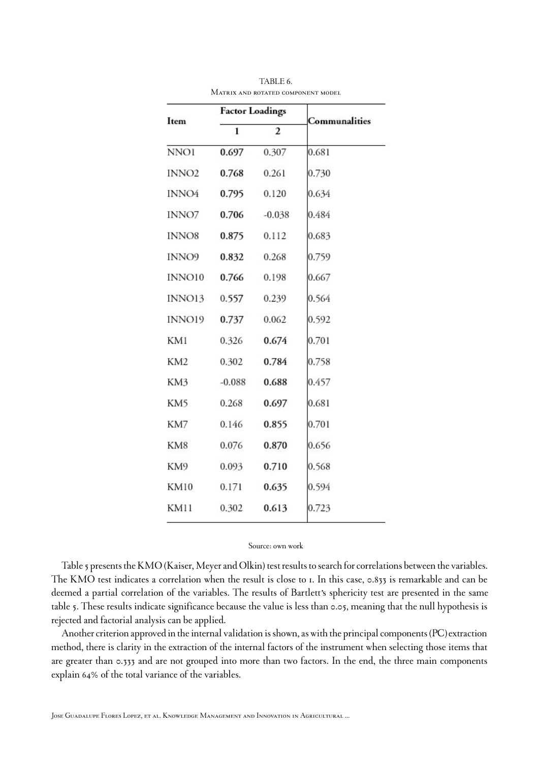TABLE 6.
Matrix and rotated component model

| Item | Factor Loadings | | Communalities |
|---|---|---|---|
| | 1 | 2 | |
| NNO1 | **0.697** | 0.307 | 0.681 |
| INNO2 | **0.768** | 0.261 | 0.730 |
| INNO4 | **0.795** | 0.120 | 0.634 |
| INNO7 | **0.706** | -0.038 | 0.484 |
| INNO8 | **0.875** | 0.112 | 0.683 |
| INNO9 | **0.832** | 0.268 | 0.759 |
| INNO10 | **0.766** | 0.198 | 0.667 |
| INNO13 | 0.557 | 0.239 | 0.564 |
| INNO19 | **0.737** | 0.062 | 0.592 |
| KM1 | 0.326 | **0.674** | 0.701 |
| KM2 | 0.302 | **0.784** | 0.758 |
| KM3 | -0.088 | **0.688** | 0.457 |
| KM5 | 0.268 | **0.697** | 0.681 |
| KM7 | 0.146 | **0.855** | 0.701 |
| KM8 | 0.076 | **0.870** | 0.656 |
| KM9 | 0.093 | **0.710** | 0.568 |
| KM10 | 0.171 | **0.635** | 0.594 |
| KM11 | 0.302 | **0.613** | 0.723 |

Source: own work

Table 5 presents the KMO (Kaiser, Meyer and Olkin) test results to search for correlations between the variables. The KMO test indicates a correlation when the result is close to 1. In this case, 0.833 is remarkable and can be deemed a partial correlation of the variables. The results of Bartlett's sphericity test are presented in the same table 5. These results indicate significance because the value is less than 0.05, meaning that the null hypothesis is rejected and factorial analysis can be applied.

Another criterion approved in the internal validation is shown, as with the principal components (PC) extraction method, there is clarity in the extraction of the internal factors of the instrument when selecting those items that are greater than 0.333 and are not grouped into more than two factors. In the end, the three main components explain 64% of the total variance of the variables.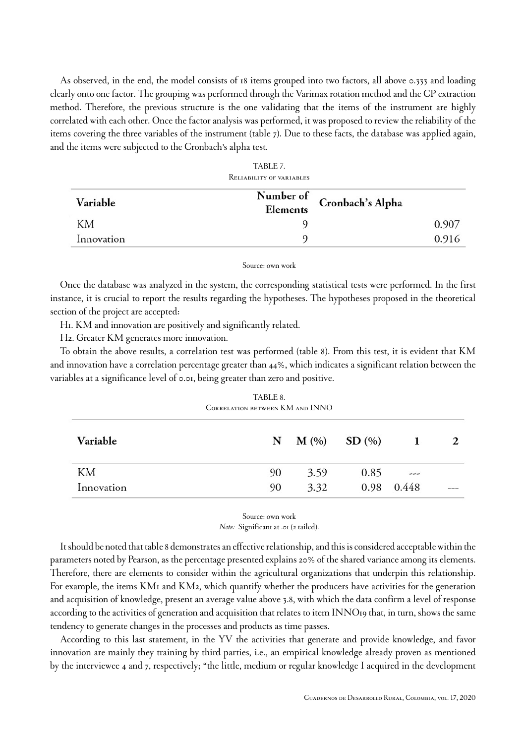As observed, in the end, the model consists of 18 items grouped into two factors, all above 0.333 and loading clearly onto one factor. The grouping was performed through the Varimax rotation method and the CP extraction method. Therefore, the previous structure is the one validating that the items of the instrument are highly correlated with each other. Once the factor analysis was performed, it was proposed to review the reliability of the items covering the three variables of the instrument (table 7). Due to these facts, the database was applied again, and the items were subjected to the Cronbach's alpha test.

TABLE 7.
Reliability of variables

| Variable | Number of Elements | Cronbach's Alpha |
|---|---|---|
| KM | 9 | 0.907 |
| Innovation | 9 | 0.916 |

Source: own work

Once the database was analyzed in the system, the corresponding statistical tests were performed. In the first instance, it is crucial to report the results regarding the hypotheses. The hypotheses proposed in the theoretical section of the project are accepted:

H1. KM and innovation are positively and significantly related.

H2. Greater KM generates more innovation.

To obtain the above results, a correlation test was performed (table 8). From this test, it is evident that KM and innovation have a correlation percentage greater than 44%, which indicates a significant relation between the variables at a significance level of 0.01, being greater than zero and positive.

TABLE 8.
Correlation between KM and INNO

| Variable | N | M (%) | SD (%) | 1 | 2 |
|---|---|---|---|---|---|
| KM | 90 | 3.59 | 0.85 | --- | |
| Innovation | 90 | 3.32 | 0.98 | 0.448 | --- |

Source: own work
*Note:* Significant at .01 (2 tailed).

It should be noted that table 8 demonstrates an effective relationship, and this is considered acceptable within the parameters noted by Pearson, as the percentage presented explains 20% of the shared variance among its elements. Therefore, there are elements to consider within the agricultural organizations that underpin this relationship. For example, the items KM1 and KM2, which quantify whether the producers have activities for the generation and acquisition of knowledge, present an average value above 3.8, with which the data confirm a level of response according to the activities of generation and acquisition that relates to item INNO19 that, in turn, shows the same tendency to generate changes in the processes and products as time passes.

According to this last statement, in the YV the activities that generate and provide knowledge, and favor innovation are mainly they training by third parties, i.e., an empirical knowledge already proven as mentioned by the interviewee 4 and 7, respectively; "the little, medium or regular knowledge I acquired in the development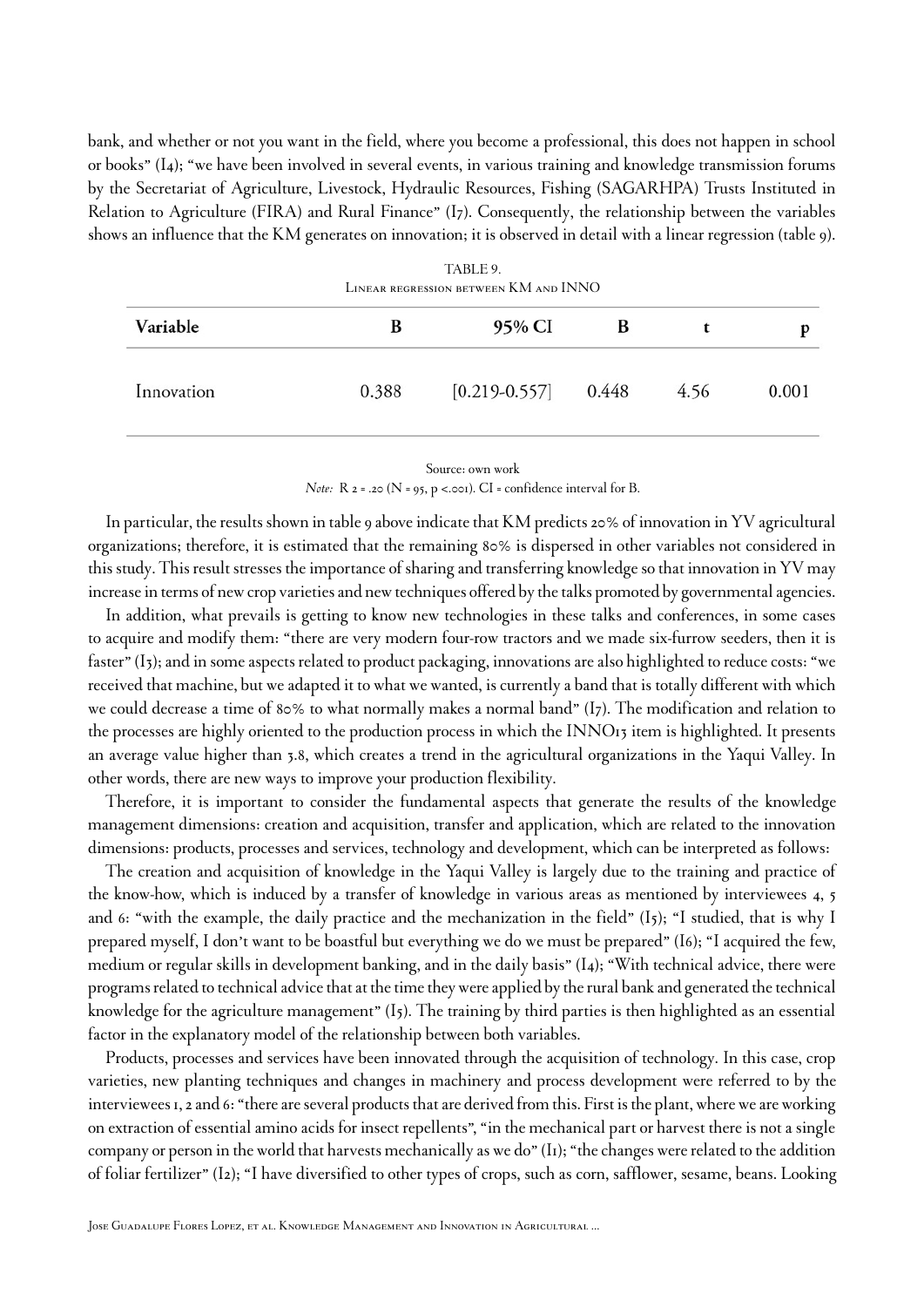bank, and whether or not you want in the field, where you become a professional, this does not happen in school or books" (I4); "we have been involved in several events, in various training and knowledge transmission forums by the Secretariat of Agriculture, Livestock, Hydraulic Resources, Fishing (SAGARHPA) Trusts Instituted in Relation to Agriculture (FIRA) and Rural Finance" (I7). Consequently, the relationship between the variables shows an influence that the KM generates on innovation; it is observed in detail with a linear regression (table 9).

TABLE 9.
Linear regression between KM and INNO

| Variable | B | 95% CI | B | t | p |
|---|---|---|---|---|---|
| Innovation | 0.388 | [0.219-0.557] | 0.448 | 4.56 | 0.001 |

Source: own work

*Note:* $R^2 = .20$ ($N = 95$, $p < .001$). CI = confidence interval for B.

In particular, the results shown in table 9 above indicate that KM predicts 20% of innovation in YV agricultural organizations; therefore, it is estimated that the remaining 80% is dispersed in other variables not considered in this study. This result stresses the importance of sharing and transferring knowledge so that innovation in YV may increase in terms of new crop varieties and new techniques offered by the talks promoted by governmental agencies.

In addition, what prevails is getting to know new technologies in these talks and conferences, in some cases to acquire and modify them: "there are very modern four-row tractors and we made six-furrow seeders, then it is faster" (I3); and in some aspects related to product packaging, innovations are also highlighted to reduce costs: "we received that machine, but we adapted it to what we wanted, is currently a band that is totally different with which we could decrease a time of 80% to what normally makes a normal band" (I7). The modification and relation to the processes are highly oriented to the production process in which the INNO13 item is highlighted. It presents an average value higher than 3.8, which creates a trend in the agricultural organizations in the Yaqui Valley. In other words, there are new ways to improve your production flexibility.

Therefore, it is important to consider the fundamental aspects that generate the results of the knowledge management dimensions: creation and acquisition, transfer and application, which are related to the innovation dimensions: products, processes and services, technology and development, which can be interpreted as follows:

The creation and acquisition of knowledge in the Yaqui Valley is largely due to the training and practice of the know-how, which is induced by a transfer of knowledge in various areas as mentioned by interviewees 4, 5 and 6: "with the example, the daily practice and the mechanization in the field" (I5); "I studied, that is why I prepared myself, I don't want to be boastful but everything we do we must be prepared" (I6); "I acquired the few, medium or regular skills in development banking, and in the daily basis" (I4); "With technical advice, there were programs related to technical advice that at the time they were applied by the rural bank and generated the technical knowledge for the agriculture management" (I5). The training by third parties is then highlighted as an essential factor in the explanatory model of the relationship between both variables.

Products, processes and services have been innovated through the acquisition of technology. In this case, crop varieties, new planting techniques and changes in machinery and process development were referred to by the interviewees 1, 2 and 6: "there are several products that are derived from this. First is the plant, where we are working on extraction of essential amino acids for insect repellents", "in the mechanical part or harvest there is not a single company or person in the world that harvests mechanically as we do" (I1); "the changes were related to the addition of foliar fertilizer" (I2); "I have diversified to other types of crops, such as corn, safflower, sesame, beans. Looking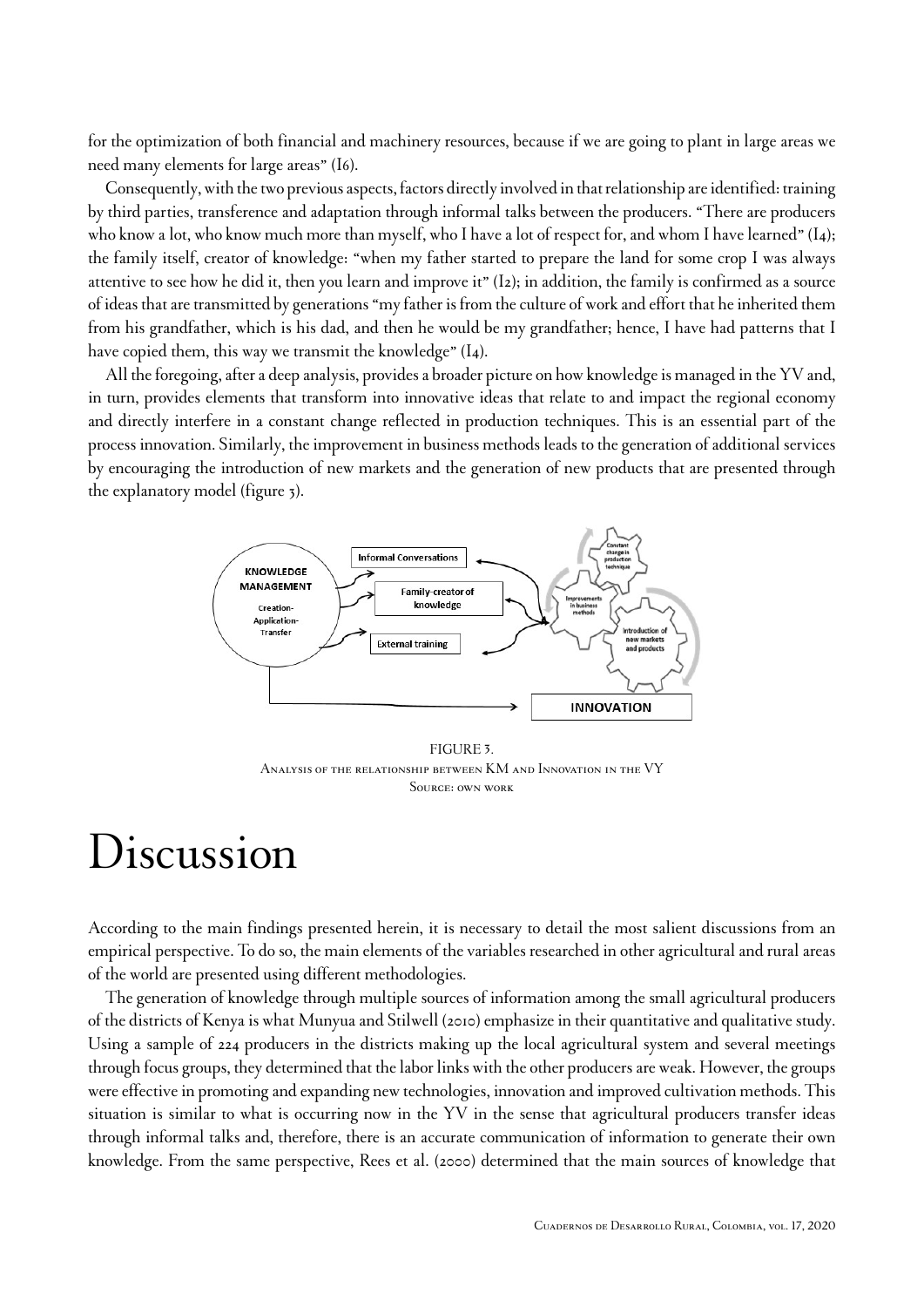for the optimization of both financial and machinery resources, because if we are going to plant in large areas we need many elements for large areas" (I6).

Consequently, with the two previous aspects, factors directly involved in that relationship are identified: training by third parties, transference and adaptation through informal talks between the producers. "There are producers who know a lot, who know much more than myself, who I have a lot of respect for, and whom I have learned" (I4); the family itself, creator of knowledge: "when my father started to prepare the land for some crop I was always attentive to see how he did it, then you learn and improve it" (I2); in addition, the family is confirmed as a source of ideas that are transmitted by generations "my father is from the culture of work and effort that he inherited them from his grandfather, which is his dad, and then he would be my grandfather; hence, I have had patterns that I have copied them, this way we transmit the knowledge" (I4).

All the foregoing, after a deep analysis, provides a broader picture on how knowledge is managed in the YV and, in turn, provides elements that transform into innovative ideas that relate to and impact the regional economy and directly interfere in a constant change reflected in production techniques. This is an essential part of the process innovation. Similarly, the improvement in business methods leads to the generation of additional services by encouraging the introduction of new markets and the generation of new products that are presented through the explanatory model (figure 3).

FIGURE 3.
Analysis of the relationship between KM and Innovation in the VY
Source: own work

# Discussion

According to the main findings presented herein, it is necessary to detail the most salient discussions from an empirical perspective. To do so, the main elements of the variables researched in other agricultural and rural areas of the world are presented using different methodologies.

The generation of knowledge through multiple sources of information among the small agricultural producers of the districts of Kenya is what Munyua and Stilwell (2010) emphasize in their quantitative and qualitative study. Using a sample of 224 producers in the districts making up the local agricultural system and several meetings through focus groups, they determined that the labor links with the other producers are weak. However, the groups were effective in promoting and expanding new technologies, innovation and improved cultivation methods. This situation is similar to what is occurring now in the YV in the sense that agricultural producers transfer ideas through informal talks and, therefore, there is an accurate communication of information to generate their own knowledge. From the same perspective, Rees et al. (2000) determined that the main sources of knowledge that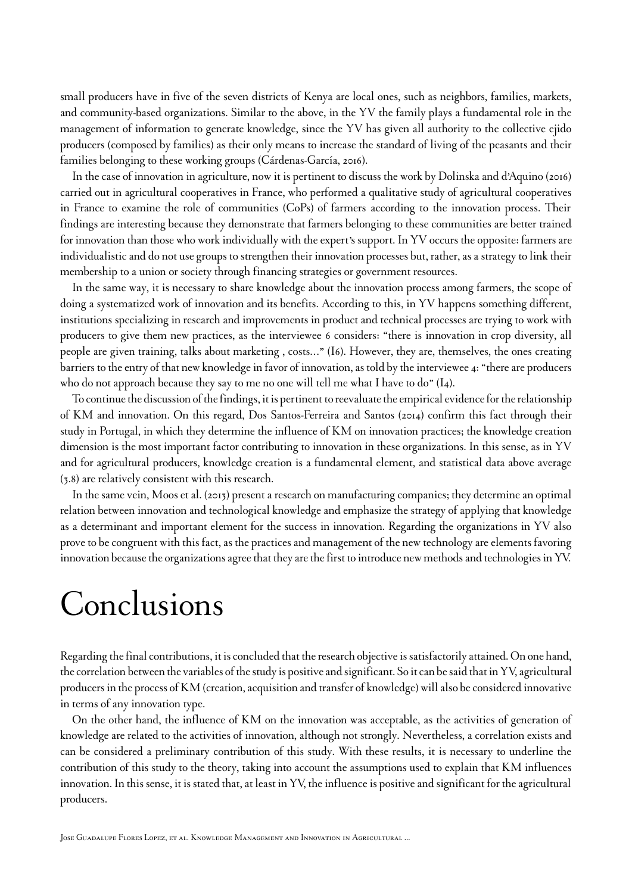small producers have in five of the seven districts of Kenya are local ones, such as neighbors, families, markets, and community-based organizations. Similar to the above, in the YV the family plays a fundamental role in the management of information to generate knowledge, since the YV has given all authority to the collective ejido producers (composed by families) as their only means to increase the standard of living of the peasants and their families belonging to these working groups (Cárdenas-García, 2016).

In the case of innovation in agriculture, now it is pertinent to discuss the work by Dolinska and d'Aquino (2016) carried out in agricultural cooperatives in France, who performed a qualitative study of agricultural cooperatives in France to examine the role of communities (CoPs) of farmers according to the innovation process. Their findings are interesting because they demonstrate that farmers belonging to these communities are better trained for innovation than those who work individually with the expert's support. In YV occurs the opposite: farmers are individualistic and do not use groups to strengthen their innovation processes but, rather, as a strategy to link their membership to a union or society through financing strategies or government resources.

In the same way, it is necessary to share knowledge about the innovation process among farmers, the scope of doing a systematized work of innovation and its benefits. According to this, in YV happens something different, institutions specializing in research and improvements in product and technical processes are trying to work with producers to give them new practices, as the interviewee 6 considers: "there is innovation in crop diversity, all people are given training, talks about marketing , costs…" (I6). However, they are, themselves, the ones creating barriers to the entry of that new knowledge in favor of innovation, as told by the interviewee 4: "there are producers who do not approach because they say to me no one will tell me what I have to do" (I4).

To continue the discussion of the findings, it is pertinent to reevaluate the empirical evidence for the relationship of KM and innovation. On this regard, Dos Santos-Ferreira and Santos (2014) confirm this fact through their study in Portugal, in which they determine the influence of KM on innovation practices; the knowledge creation dimension is the most important factor contributing to innovation in these organizations. In this sense, as in YV and for agricultural producers, knowledge creation is a fundamental element, and statistical data above average (3.8) are relatively consistent with this research.

In the same vein, Moos et al. (2013) present a research on manufacturing companies; they determine an optimal relation between innovation and technological knowledge and emphasize the strategy of applying that knowledge as a determinant and important element for the success in innovation. Regarding the organizations in YV also prove to be congruent with this fact, as the practices and management of the new technology are elements favoring innovation because the organizations agree that they are the first to introduce new methods and technologies in YV.

# Conclusions

Regarding the final contributions, it is concluded that the research objective is satisfactorily attained. On one hand, the correlation between the variables of the study is positive and significant. So it can be said that in YV, agricultural producers in the process of KM (creation, acquisition and transfer of knowledge) will also be considered innovative in terms of any innovation type.

On the other hand, the influence of KM on the innovation was acceptable, as the activities of generation of knowledge are related to the activities of innovation, although not strongly. Nevertheless, a correlation exists and can be considered a preliminary contribution of this study. With these results, it is necessary to underline the contribution of this study to the theory, taking into account the assumptions used to explain that KM influences innovation. In this sense, it is stated that, at least in YV, the influence is positive and significant for the agricultural producers.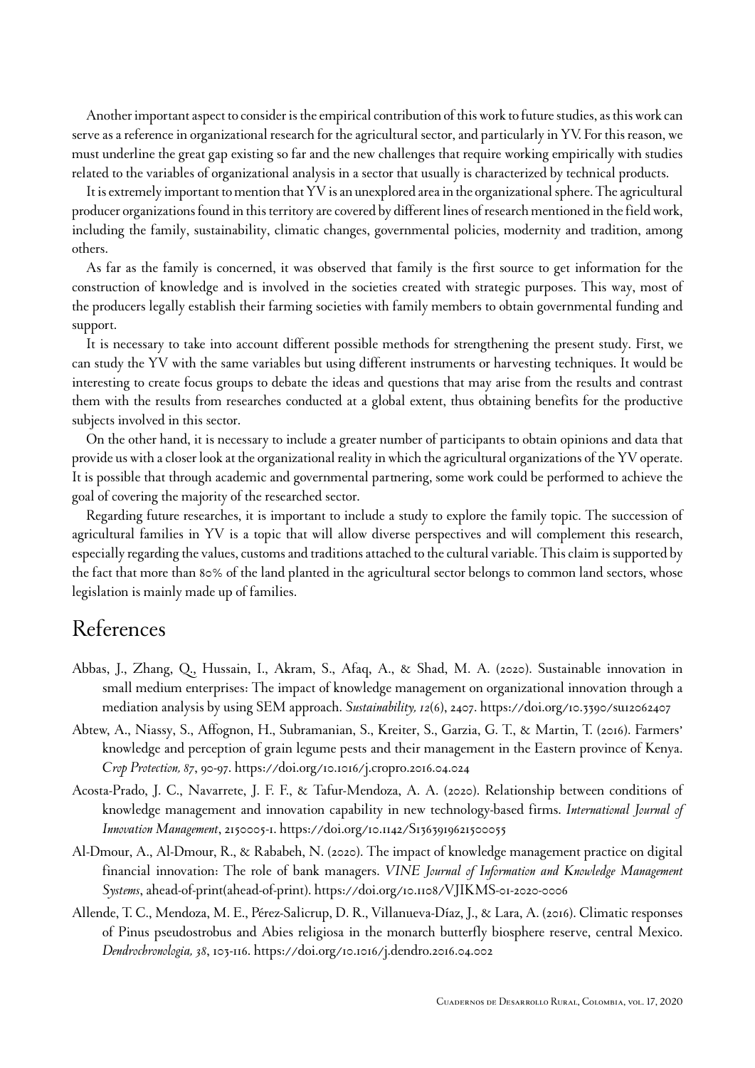Another important aspect to consider is the empirical contribution of this work to future studies, as this work can serve as a reference in organizational research for the agricultural sector, and particularly in YV. For this reason, we must underline the great gap existing so far and the new challenges that require working empirically with studies related to the variables of organizational analysis in a sector that usually is characterized by technical products.

It is extremely important to mention that YV is an unexplored area in the organizational sphere. The agricultural producer organizations found in this territory are covered by different lines of research mentioned in the field work, including the family, sustainability, climatic changes, governmental policies, modernity and tradition, among others.

As far as the family is concerned, it was observed that family is the first source to get information for the construction of knowledge and is involved in the societies created with strategic purposes. This way, most of the producers legally establish their farming societies with family members to obtain governmental funding and support.

It is necessary to take into account different possible methods for strengthening the present study. First, we can study the YV with the same variables but using different instruments or harvesting techniques. It would be interesting to create focus groups to debate the ideas and questions that may arise from the results and contrast them with the results from researches conducted at a global extent, thus obtaining benefits for the productive subjects involved in this sector.

On the other hand, it is necessary to include a greater number of participants to obtain opinions and data that provide us with a closer look at the organizational reality in which the agricultural organizations of the YV operate. It is possible that through academic and governmental partnering, some work could be performed to achieve the goal of covering the majority of the researched sector.

Regarding future researches, it is important to include a study to explore the family topic. The succession of agricultural families in YV is a topic that will allow diverse perspectives and will complement this research, especially regarding the values, customs and traditions attached to the cultural variable. This claim is supported by the fact that more than 80% of the land planted in the agricultural sector belongs to common land sectors, whose legislation is mainly made up of families.

# References

Abbas, J., Zhang, Q., Hussain, I., Akram, S., Afaq, A., & Shad, M. A. (2020). Sustainable innovation in small medium enterprises: The impact of knowledge management on organizational innovation through a mediation analysis by using SEM approach. *Sustainability, 12*(6), 2407. https://doi.org/10.3390/su12062407

Abtew, A., Niassy, S., Affognon, H., Subramanian, S., Kreiter, S., Garzia, G. T., & Martin, T. (2016). Farmers' knowledge and perception of grain legume pests and their management in the Eastern province of Kenya. *Crop Protection, 87*, 90-97. https://doi.org/10.1016/j.cropro.2016.04.024

Acosta-Prado, J. C., Navarrete, J. F. F., & Tafur-Mendoza, A. A. (2020). Relationship between conditions of knowledge management and innovation capability in new technology-based firms. *International Journal of Innovation Management*, 2150005-1. https://doi.org/10.1142/S1363919621500055

Al-Dmour, A., Al-Dmour, R., & Rababeh, N. (2020). The impact of knowledge management practice on digital financial innovation: The role of bank managers. *VINE Journal of Information and Knowledge Management Systems*, ahead-of-print(ahead-of-print). https://doi.org/10.1108/VJIKMS-01-2020-0006

Allende, T. C., Mendoza, M. E., Pérez-Salicrup, D. R., Villanueva-Díaz, J., & Lara, A. (2016). Climatic responses of Pinus pseudostrobus and Abies religiosa in the monarch butterfly biosphere reserve, central Mexico. *Dendrochronologia, 38*, 103-116. https://doi.org/10.1016/j.dendro.2016.04.002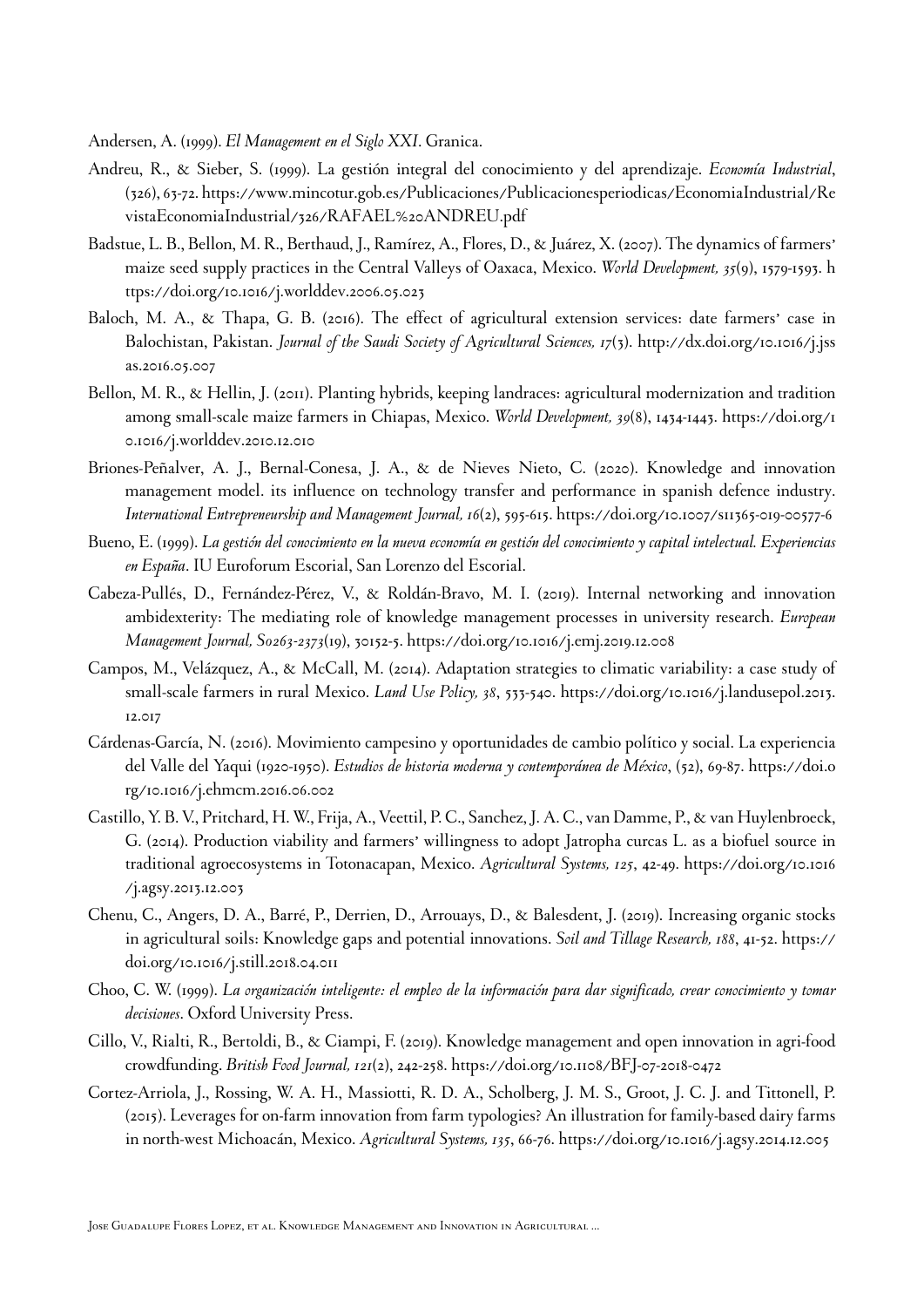Andersen, A. (1999). *El Management en el Siglo XXI*. Granica.

Andreu, R., & Sieber, S. (1999). La gestión integral del conocimiento y del aprendizaje. *Economía Industrial*, (326), 63-72. https://www.mincotur.gob.es/Publicaciones/Publicacionesperiodicas/EconomiaIndustrial/RevistaEconomiaIndustrial/326/RAFAEL%20ANDREU.pdf

Badstue, L. B., Bellon, M. R., Berthaud, J., Ramírez, A., Flores, D., & Juárez, X. (2007). The dynamics of farmers' maize seed supply practices in the Central Valleys of Oaxaca, Mexico. *World Development, 35*(9), 1579-1593. https://doi.org/10.1016/j.worlddev.2006.05.023

Baloch, M. A., & Thapa, G. B. (2016). The effect of agricultural extension services: date farmers' case in Balochistan, Pakistan. *Journal of the Saudi Society of Agricultural Sciences, 17*(3). http://dx.doi.org/10.1016/j.jssas.2016.05.007

Bellon, M. R., & Hellin, J. (2011). Planting hybrids, keeping landraces: agricultural modernization and tradition among small-scale maize farmers in Chiapas, Mexico. *World Development, 39*(8), 1434-1443. https://doi.org/10.1016/j.worlddev.2010.12.010

Briones-Peñalver, A. J., Bernal-Conesa, J. A., & de Nieves Nieto, C. (2020). Knowledge and innovation management model. its influence on technology transfer and performance in spanish defence industry. *International Entrepreneurship and Management Journal, 16*(2), 595-615. https://doi.org/10.1007/s11365-019-00577-6

Bueno, E. (1999). *La gestión del conocimiento en la nueva economía en gestión del conocimiento y capital intelectual. Experiencias en España*. IU Euroforum Escorial, San Lorenzo del Escorial.

Cabeza-Pullés, D., Fernández-Pérez, V., & Roldán-Bravo, M. I. (2019). Internal networking and innovation ambidexterity: The mediating role of knowledge management processes in university research. *European Management Journal, S0263-2373*(19), 30152-5. https://doi.org/10.1016/j.emj.2019.12.008

Campos, M., Velázquez, A., & McCall, M. (2014). Adaptation strategies to climatic variability: a case study of small-scale farmers in rural Mexico. *Land Use Policy, 38*, 533-540. https://doi.org/10.1016/j.landusepol.2013.12.017

Cárdenas-García, N. (2016). Movimiento campesino y oportunidades de cambio político y social. La experiencia del Valle del Yaqui (1920-1950). *Estudios de historia moderna y contemporánea de México*, (52), 69-87. https://doi.org/10.1016/j.ehmcm.2016.06.002

Castillo, Y. B. V., Pritchard, H. W., Frija, A., Veettil, P. C., Sanchez, J. A. C., van Damme, P., & van Huylenbroeck, G. (2014). Production viability and farmers' willingness to adopt Jatropha curcas L. as a biofuel source in traditional agroecosystems in Totonacapan, Mexico. *Agricultural Systems, 125*, 42-49. https://doi.org/10.1016/j.agsy.2013.12.003

Chenu, C., Angers, D. A., Barré, P., Derrien, D., Arrouays, D., & Balesdent, J. (2019). Increasing organic stocks in agricultural soils: Knowledge gaps and potential innovations. *Soil and Tillage Research, 188*, 41-52. https://doi.org/10.1016/j.still.2018.04.011

Choo, C. W. (1999). *La organización inteligente: el empleo de la información para dar significado, crear conocimiento y tomar decisiones*. Oxford University Press.

Cillo, V., Rialti, R., Bertoldi, B., & Ciampi, F. (2019). Knowledge management and open innovation in agri-food crowdfunding. *British Food Journal, 121*(2), 242-258. https://doi.org/10.1108/BFJ-07-2018-0472

Cortez-Arriola, J., Rossing, W. A. H., Massiotti, R. D. A., Scholberg, J. M. S., Groot, J. C. J. and Tittonell, P. (2015). Leverages for on-farm innovation from farm typologies? An illustration for family-based dairy farms in north-west Michoacán, Mexico. *Agricultural Systems, 135*, 66-76. https://doi.org/10.1016/j.agsy.2014.12.005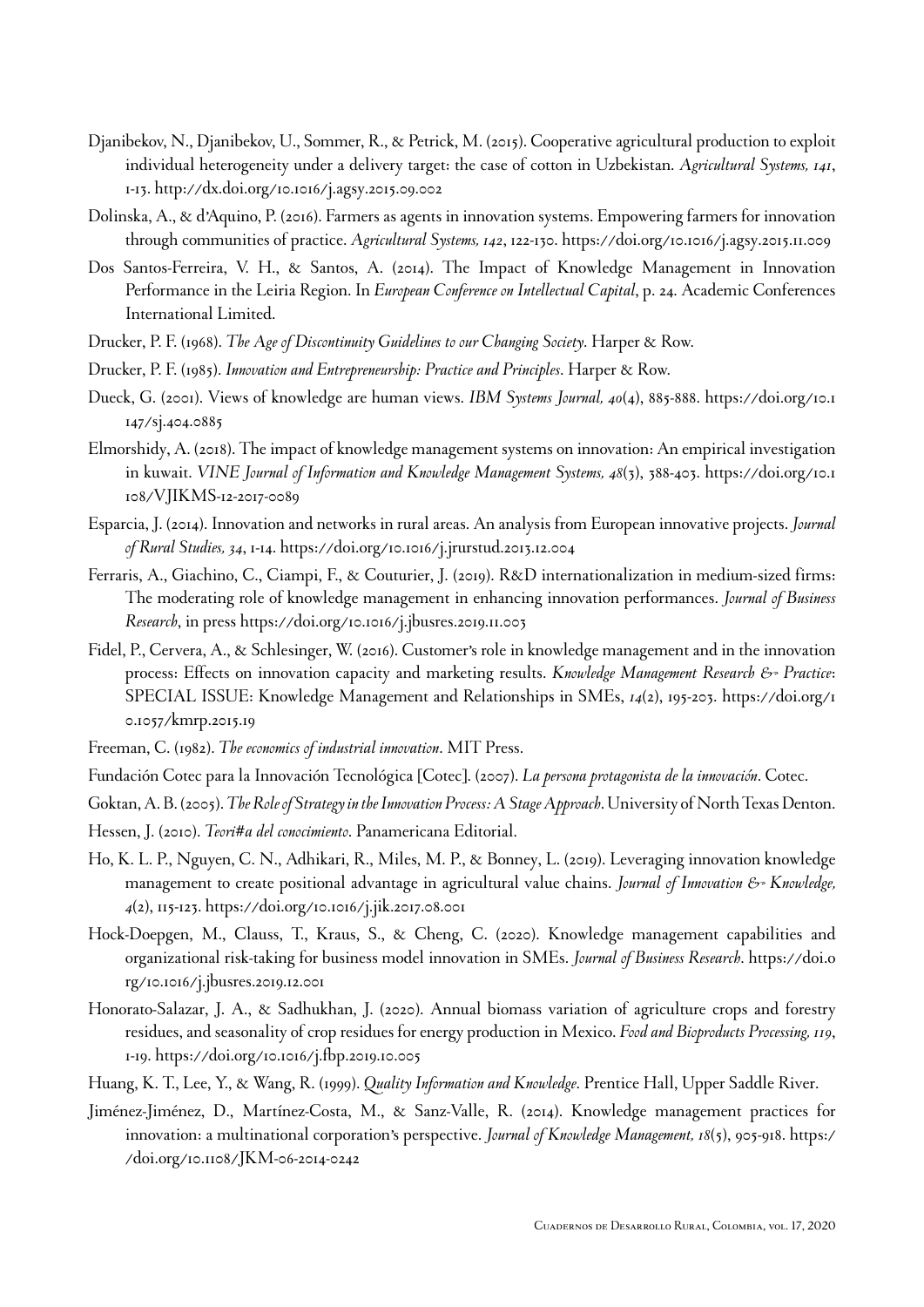Djanibekov, N., Djanibekov, U., Sommer, R., & Petrick, M. (2015). Cooperative agricultural production to exploit individual heterogeneity under a delivery target: the case of cotton in Uzbekistan. *Agricultural Systems, 141*, 1-13. http://dx.doi.org/10.1016/j.agsy.2015.09.002

Dolinska, A., & d'Aquino, P. (2016). Farmers as agents in innovation systems. Empowering farmers for innovation through communities of practice. *Agricultural Systems, 142*, 122-130. https://doi.org/10.1016/j.agsy.2015.11.009

Dos Santos-Ferreira, V. H., & Santos, A. (2014). The Impact of Knowledge Management in Innovation Performance in the Leiria Region. In *European Conference on Intellectual Capital*, p. 24. Academic Conferences International Limited.

Drucker, P. F. (1968). *The Age of Discontinuity Guidelines to our Changing Society*. Harper & Row.

Drucker, P. F. (1985). *Innovation and Entrepreneurship: Practice and Principles*. Harper & Row.

Dueck, G. (2001). Views of knowledge are human views. *IBM Systems Journal, 40*(4), 885-888. https://doi.org/10.1147/sj.404.0885

Elmorshidy, A. (2018). The impact of knowledge management systems on innovation: An empirical investigation in kuwait. *VINE Journal of Information and Knowledge Management Systems, 48*(3), 388-403. https://doi.org/10.1108/VJIKMS-12-2017-0089

Esparcia, J. (2014). Innovation and networks in rural areas. An analysis from European innovative projects. *Journal of Rural Studies, 34*, 1-14. https://doi.org/10.1016/j.jrurstud.2013.12.004

Ferraris, A., Giachino, C., Ciampi, F., & Couturier, J. (2019). R&D internationalization in medium-sized firms: The moderating role of knowledge management in enhancing innovation performances. *Journal of Business Research*, in press https://doi.org/10.1016/j.jbusres.2019.11.003

Fidel, P., Cervera, A., & Schlesinger, W. (2016). Customer's role in knowledge management and in the innovation process: Effects on innovation capacity and marketing results. *Knowledge Management Research & Practice*: SPECIAL ISSUE: Knowledge Management and Relationships in SMEs, *14*(2), 195-203. https://doi.org/10.1057/kmrp.2015.19

Freeman, C. (1982). *The economics of industrial innovation*. MIT Press.

Fundación Cotec para la Innovación Tecnológica [Cotec]. (2007). *La persona protagonista de la innovación*. Cotec.

Goktan, A. B. (2005). *The Role of Strategy in the Innovation Process: A Stage Approach*. University of North Texas Denton.

Hessen, J. (2010). *Teori#a del conocimiento*. Panamericana Editorial.

Ho, K. L. P., Nguyen, C. N., Adhikari, R., Miles, M. P., & Bonney, L. (2019). Leveraging innovation knowledge management to create positional advantage in agricultural value chains. *Journal of Innovation & Knowledge, 4*(2), 115-123. https://doi.org/10.1016/j.jik.2017.08.001

Hock-Doepgen, M., Clauss, T., Kraus, S., & Cheng, C. (2020). Knowledge management capabilities and organizational risk-taking for business model innovation in SMEs. *Journal of Business Research*. https://doi.org/10.1016/j.jbusres.2019.12.001

Honorato-Salazar, J. A., & Sadhukhan, J. (2020). Annual biomass variation of agriculture crops and forestry residues, and seasonality of crop residues for energy production in Mexico. *Food and Bioproducts Processing, 119*, 1-19. https://doi.org/10.1016/j.fbp.2019.10.005

Huang, K. T., Lee, Y., & Wang, R. (1999). *Quality Information and Knowledge*. Prentice Hall, Upper Saddle River.

Jiménez-Jiménez, D., Martínez-Costa, M., & Sanz-Valle, R. (2014). Knowledge management practices for innovation: a multinational corporation's perspective. *Journal of Knowledge Management, 18*(5), 905-918. https://doi.org/10.1108/JKM-06-2014-0242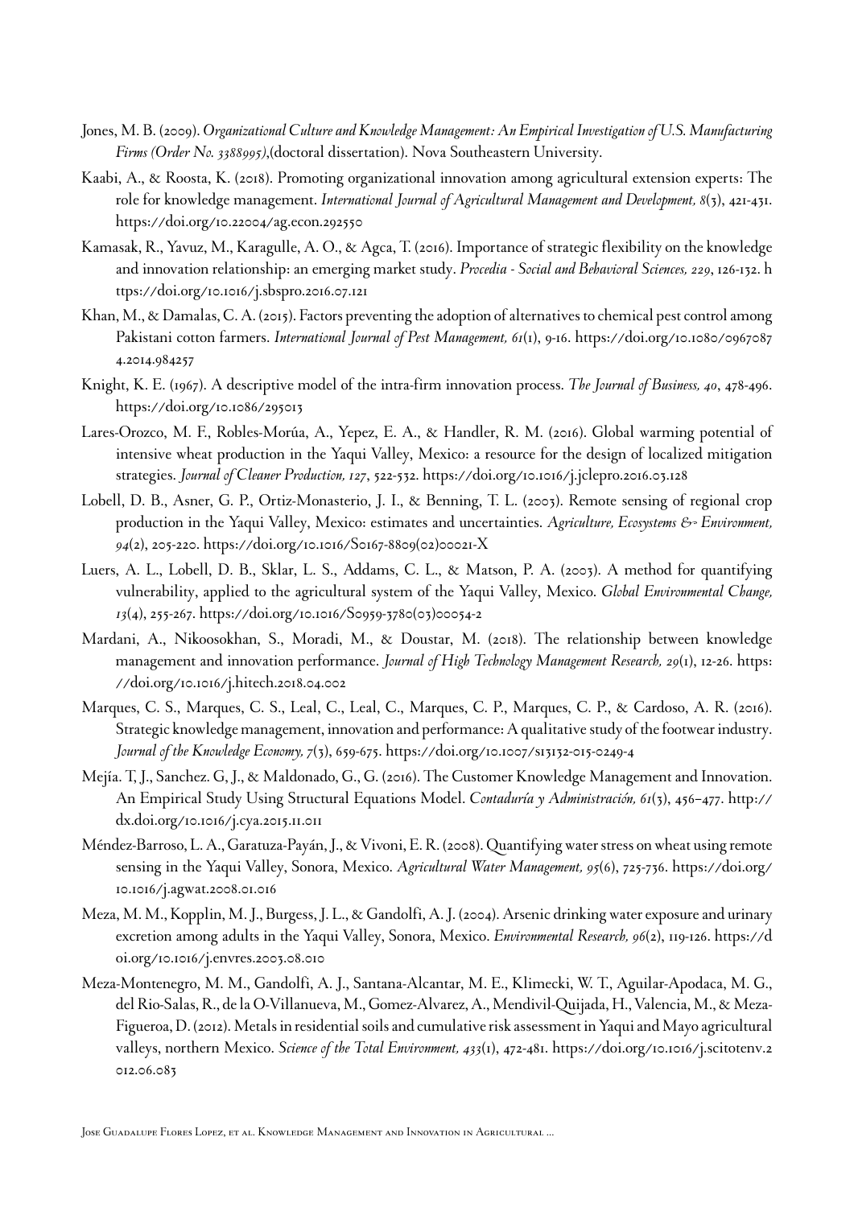Jones, M. B. (2009). *Organizational Culture and Knowledge Management: An Empirical Investigation of U.S. Manufacturing Firms (Order No. 3388995)*,(doctoral dissertation). Nova Southeastern University.

Kaabi, A., & Roosta, K. (2018). Promoting organizational innovation among agricultural extension experts: The role for knowledge management. *International Journal of Agricultural Management and Development, 8*(3), 421-431. https://doi.org/10.22004/ag.econ.292550

Kamasak, R., Yavuz, M., Karagulle, A. O., & Agca, T. (2016). Importance of strategic flexibility on the knowledge and innovation relationship: an emerging market study. *Procedia - Social and Behavioral Sciences, 229*, 126-132. https://doi.org/10.1016/j.sbspro.2016.07.121

Khan, M., & Damalas, C. A. (2015). Factors preventing the adoption of alternatives to chemical pest control among Pakistani cotton farmers. *International Journal of Pest Management, 61*(1), 9-16. https://doi.org/10.1080/09670874.2014.984257

Knight, K. E. (1967). A descriptive model of the intra-firm innovation process. *The Journal of Business, 40*, 478-496. https://doi.org/10.1086/295013

Lares-Orozco, M. F., Robles-Morúa, A., Yepez, E. A., & Handler, R. M. (2016). Global warming potential of intensive wheat production in the Yaqui Valley, Mexico: a resource for the design of localized mitigation strategies. *Journal of Cleaner Production, 127*, 522-532. https://doi.org/10.1016/j.jclepro.2016.03.128

Lobell, D. B., Asner, G. P., Ortiz-Monasterio, J. I., & Benning, T. L. (2003). Remote sensing of regional crop production in the Yaqui Valley, Mexico: estimates and uncertainties. *Agriculture, Ecosystems & Environment, 94*(2), 205-220. https://doi.org/10.1016/S0167-8809(02)00021-X

Luers, A. L., Lobell, D. B., Sklar, L. S., Addams, C. L., & Matson, P. A. (2003). A method for quantifying vulnerability, applied to the agricultural system of the Yaqui Valley, Mexico. *Global Environmental Change, 13*(4), 255-267. https://doi.org/10.1016/S0959-3780(03)00054-2

Mardani, A., Nikoosokhan, S., Moradi, M., & Doustar, M. (2018). The relationship between knowledge management and innovation performance. *Journal of High Technology Management Research, 29*(1), 12-26. https://doi.org/10.1016/j.hitech.2018.04.002

Marques, C. S., Marques, C. S., Leal, C., Leal, C., Marques, C. P., Marques, C. P., & Cardoso, A. R. (2016). Strategic knowledge management, innovation and performance: A qualitative study of the footwear industry. *Journal of the Knowledge Economy, 7*(3), 659-675. https://doi.org/10.1007/s13132-015-0249-4

Mejía. T, J., Sanchez. G, J., & Maldonado, G., G. (2016). The Customer Knowledge Management and Innovation. An Empirical Study Using Structural Equations Model. *Contaduría y Administración, 61*(3), 456–477. http://dx.doi.org/10.1016/j.cya.2015.11.011

Méndez-Barroso, L. A., Garatuza-Payán, J., & Vivoni, E. R. (2008). Quantifying water stress on wheat using remote sensing in the Yaqui Valley, Sonora, Mexico. *Agricultural Water Management, 95*(6), 725-736. https://doi.org/10.1016/j.agwat.2008.01.016

Meza, M. M., Kopplin, M. J., Burgess, J. L., & Gandolfi, A. J. (2004). Arsenic drinking water exposure and urinary excretion among adults in the Yaqui Valley, Sonora, Mexico. *Environmental Research, 96*(2), 119-126. https://doi.org/10.1016/j.envres.2003.08.010

Meza-Montenegro, M. M., Gandolfi, A. J., Santana-Alcantar, M. E., Klimecki, W. T., Aguilar-Apodaca, M. G., del Rio-Salas, R., de la O-Villanueva, M., Gomez-Alvarez, A., Mendivil-Quijada, H., Valencia, M., & Meza-Figueroa, D. (2012). Metals in residential soils and cumulative risk assessment in Yaqui and Mayo agricultural valleys, northern Mexico. *Science of the Total Environment, 433*(1), 472-481. https://doi.org/10.1016/j.scitotenv.2012.06.083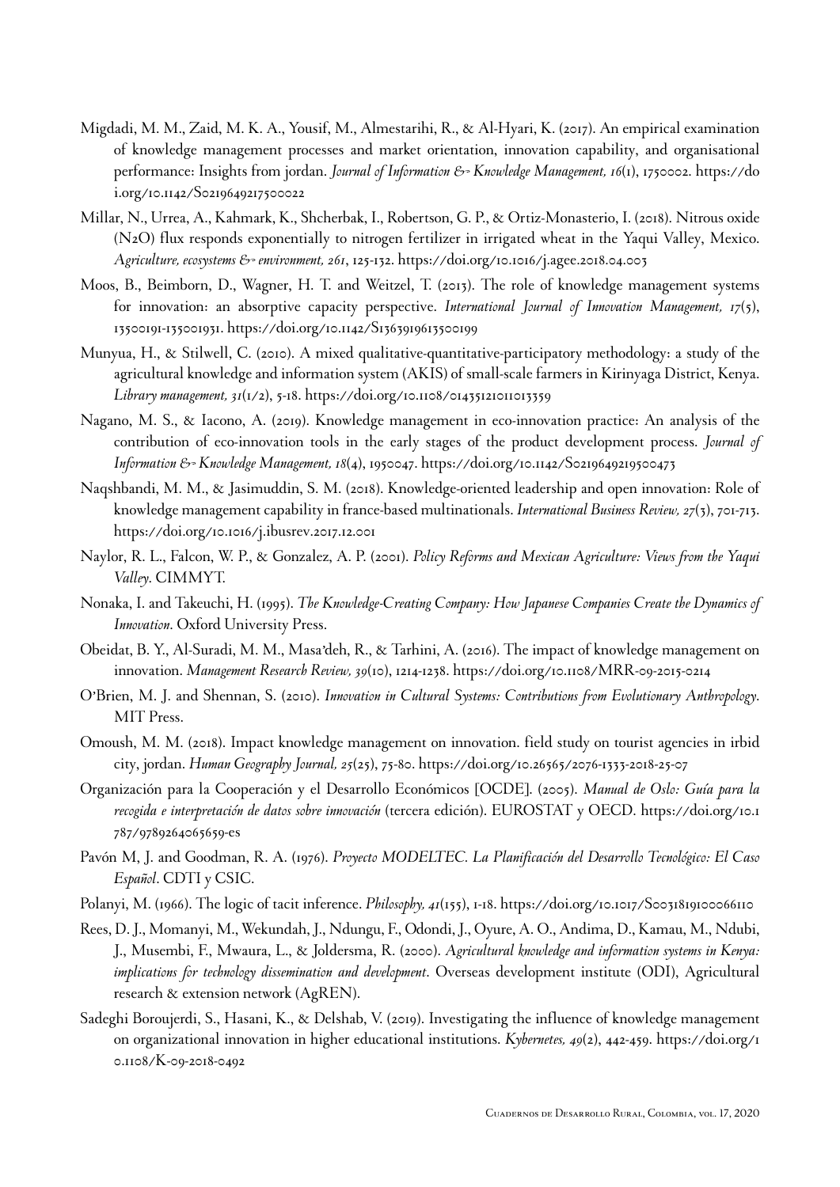Migdadi, M. M., Zaid, M. K. A., Yousif, M., Almestarihi, R., & Al-Hyari, K. (2017). An empirical examination of knowledge management processes and market orientation, innovation capability, and organisational performance: Insights from jordan. *Journal of Information & Knowledge Management, 16*(1), 1750002. https://doi.org/10.1142/S0219649217500022

Millar, N., Urrea, A., Kahmark, K., Shcherbak, I., Robertson, G. P., & Ortiz-Monasterio, I. (2018). Nitrous oxide (N2O) flux responds exponentially to nitrogen fertilizer in irrigated wheat in the Yaqui Valley, Mexico. *Agriculture, ecosystems & environment, 261*, 125-132. https://doi.org/10.1016/j.agee.2018.04.003

Moos, B., Beimborn, D., Wagner, H. T. and Weitzel, T. (2013). The role of knowledge management systems for innovation: an absorptive capacity perspective. *International Journal of Innovation Management, 17*(5), 13500191-135001931. https://doi.org/10.1142/S1363919613500199

Munyua, H., & Stilwell, C. (2010). A mixed qualitative-quantitative-participatory methodology: a study of the agricultural knowledge and information system (AKIS) of small-scale farmers in Kirinyaga District, Kenya. *Library management, 31*(1/2), 5-18. https://doi.org/10.1108/01435121011013359

Nagano, M. S., & Iacono, A. (2019). Knowledge management in eco-innovation practice: An analysis of the contribution of eco-innovation tools in the early stages of the product development process. *Journal of Information & Knowledge Management, 18*(4), 1950047. https://doi.org/10.1142/S0219649219500473

Naqshbandi, M. M., & Jasimuddin, S. M. (2018). Knowledge-oriented leadership and open innovation: Role of knowledge management capability in france-based multinationals. *International Business Review, 27*(3), 701-713. https://doi.org/10.1016/j.ibusrev.2017.12.001

Naylor, R. L., Falcon, W. P., & Gonzalez, A. P. (2001). *Policy Reforms and Mexican Agriculture: Views from the Yaqui Valley*. CIMMYT.

Nonaka, I. and Takeuchi, H. (1995). *The Knowledge-Creating Company: How Japanese Companies Create the Dynamics of Innovation*. Oxford University Press.

Obeidat, B. Y., Al-Suradi, M. M., Masa'deh, R., & Tarhini, A. (2016). The impact of knowledge management on innovation. *Management Research Review, 39*(10), 1214-1238. https://doi.org/10.1108/MRR-09-2015-0214

O'Brien, M. J. and Shennan, S. (2010). *Innovation in Cultural Systems: Contributions from Evolutionary Anthropology*. MIT Press.

Omoush, M. M. (2018). Impact knowledge management on innovation. field study on tourist agencies in irbid city, jordan. *Human Geography Journal, 25*(25), 75-80. https://doi.org/10.26565/2076-1333-2018-25-07

Organización para la Cooperación y el Desarrollo Económicos [OCDE]. (2005). *Manual de Oslo: Guía para la recogida e interpretación de datos sobre innovación* (tercera edición). EUROSTAT y OECD. https://doi.org/10.1787/9789264065659-es

Pavón M, J. and Goodman, R. A. (1976). *Proyecto MODELTEC. La Planificación del Desarrollo Tecnológico: El Caso Español*. CDTI y CSIC.

Polanyi, M. (1966). The logic of tacit inference. *Philosophy, 41*(155), 1-18. https://doi.org/10.1017/S0031819100066110

Rees, D. J., Momanyi, M., Wekundah, J., Ndungu, F., Odondi, J., Oyure, A. O., Andima, D., Kamau, M., Ndubi, J., Musembi, F., Mwaura, L., & Joldersma, R. (2000). *Agricultural knowledge and information systems in Kenya: implications for technology dissemination and development*. Overseas development institute (ODI), Agricultural research & extension network (AgREN).

Sadeghi Boroujerdi, S., Hasani, K., & Delshab, V. (2019). Investigating the influence of knowledge management on organizational innovation in higher educational institutions. *Kybernetes, 49*(2), 442-459. https://doi.org/10.1108/K-09-2018-0492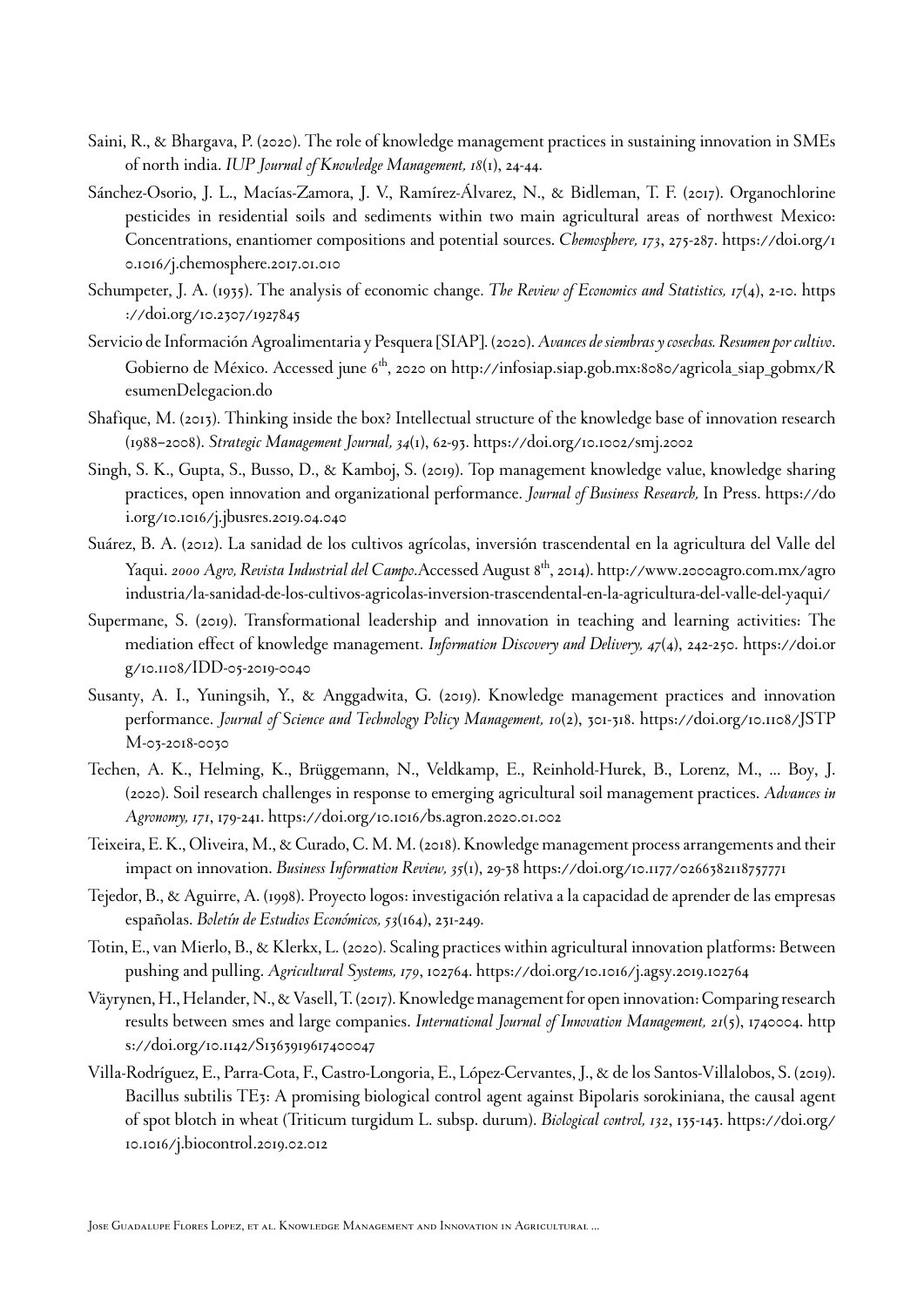Saini, R., & Bhargava, P. (2020). The role of knowledge management practices in sustaining innovation in SMEs of north india. *IUP Journal of Knowledge Management, 18*(1), 24-44.

Sánchez-Osorio, J. L., Macías-Zamora, J. V., Ramírez-Álvarez, N., & Bidleman, T. F. (2017). Organochlorine pesticides in residential soils and sediments within two main agricultural areas of northwest Mexico: Concentrations, enantiomer compositions and potential sources. *Chemosphere, 173*, 275-287. https://doi.org/10.1016/j.chemosphere.2017.01.010

Schumpeter, J. A. (1935). The analysis of economic change. *The Review of Economics and Statistics, 17*(4), 2-10. https://doi.org/10.2307/1927845

Servicio de Información Agroalimentaria y Pesquera [SIAP]. (2020). *Avances de siembras y cosechas. Resumen por cultivo*. Gobierno de México. Accessed june 6th, 2020 on http://infosiap.siap.gob.mx:8080/agricola_siap_gobmx/ResumenDelegacion.do

Shafique, M. (2013). Thinking inside the box? Intellectual structure of the knowledge base of innovation research (1988–2008). *Strategic Management Journal, 34*(1), 62-93. https://doi.org/10.1002/smj.2002

Singh, S. K., Gupta, S., Busso, D., & Kamboj, S. (2019). Top management knowledge value, knowledge sharing practices, open innovation and organizational performance. *Journal of Business Research,* In Press. https://doi.org/10.1016/j.jbusres.2019.04.040

Suárez, B. A. (2012). La sanidad de los cultivos agrícolas, inversión trascendental en la agricultura del Valle del Yaqui. *2000 Agro, Revista Industrial del Campo*.Accessed August 8th, 2014). http://www.2000agro.com.mx/agroindustria/la-sanidad-de-los-cultivos-agricolas-inversion-trascendental-en-la-agricultura-del-valle-del-yaqui/

Supermane, S. (2019). Transformational leadership and innovation in teaching and learning activities: The mediation effect of knowledge management. *Information Discovery and Delivery, 47*(4), 242-250. https://doi.org/10.1108/IDD-05-2019-0040

Susanty, A. I., Yuningsih, Y., & Anggadwita, G. (2019). Knowledge management practices and innovation performance. *Journal of Science and Technology Policy Management, 10*(2), 301-318. https://doi.org/10.1108/JSTPM-03-2018-0030

Techen, A. K., Helming, K., Brüggemann, N., Veldkamp, E., Reinhold-Hurek, B., Lorenz, M., ... Boy, J. (2020). Soil research challenges in response to emerging agricultural soil management practices. *Advances in Agronomy, 171*, 179-241. https://doi.org/10.1016/bs.agron.2020.01.002

Teixeira, E. K., Oliveira, M., & Curado, C. M. M. (2018). Knowledge management process arrangements and their impact on innovation. *Business Information Review, 35*(1), 29-38 https://doi.org/10.1177/0266382118757771

Tejedor, B., & Aguirre, A. (1998). Proyecto logos: investigación relativa a la capacidad de aprender de las empresas españolas. *Boletín de Estudios Económicos, 53*(164), 231-249.

Totin, E., van Mierlo, B., & Klerkx, L. (2020). Scaling practices within agricultural innovation platforms: Between pushing and pulling. *Agricultural Systems, 179*, 102764. https://doi.org/10.1016/j.agsy.2019.102764

Väyrynen, H., Helander, N., & Vasell, T. (2017). Knowledge management for open innovation: Comparing research results between smes and large companies. *International Journal of Innovation Management, 21*(5), 1740004. https://doi.org/10.1142/S1363919617400047

Villa-Rodríguez, E., Parra-Cota, F., Castro-Longoria, E., López-Cervantes, J., & de los Santos-Villalobos, S. (2019). Bacillus subtilis TE3: A promising biological control agent against Bipolaris sorokiniana, the causal agent of spot blotch in wheat (Triticum turgidum L. subsp. durum). *Biological control, 132*, 135-143. https://doi.org/10.1016/j.biocontrol.2019.02.012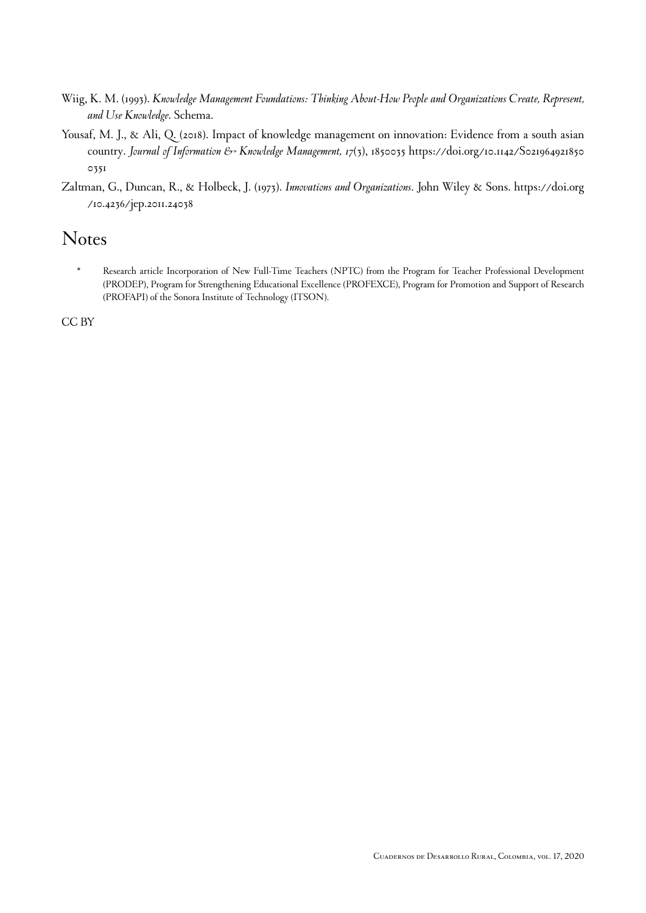Wiig, K. M. (1993). *Knowledge Management Foundations: Thinking About-How People and Organizations Create, Represent, and Use Knowledge*. Schema.

Yousaf, M. J., & Ali, Q. (2018). Impact of knowledge management on innovation: Evidence from a south asian country. *Journal of Information & Knowledge Management, 17*(3), 1850035 https://doi.org/10.1142/S0219649218500351

Zaltman, G., Duncan, R., & Holbeck, J. (1973). *Innovations and Organizations*. John Wiley & Sons. https://doi.org/10.4236/jep.2011.24038

# Notes

\* Research article Incorporation of New Full-Time Teachers (NPTC) from the Program for Teacher Professional Development (PRODEP), Program for Strengthening Educational Excellence (PROFEXCE), Program for Promotion and Support of Research (PROFAPI) of the Sonora Institute of Technology (ITSON).

CC BY